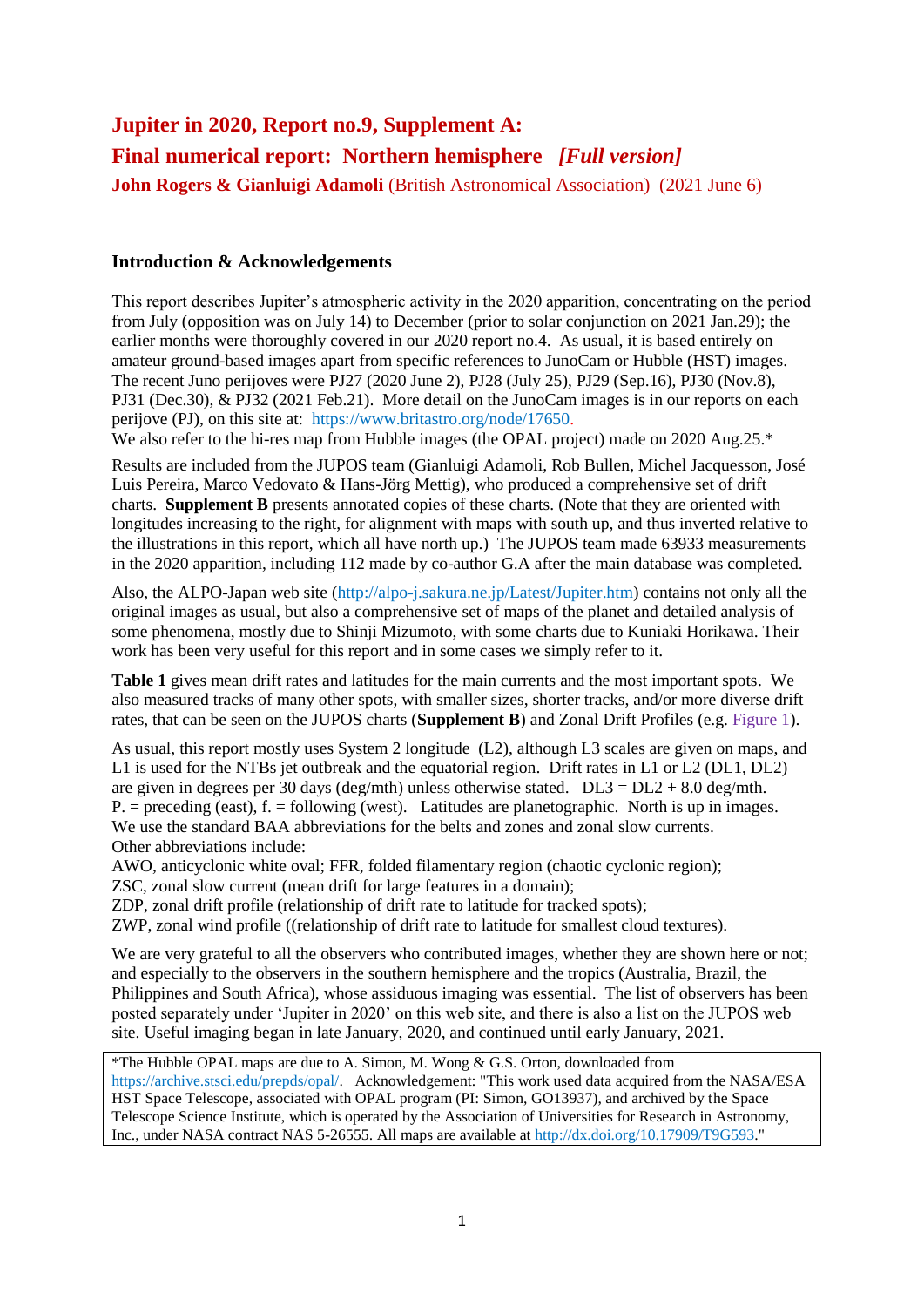# Jupiter in 2020, Report no.9, Supplement A:

# Final numerical report: Northern hemisphere *[Full version]*

**John Rogers & Gianluigi Adamoli** (British Astronomical Association) (2021 June 6)

## Introduction & Acknowledgements

This report describes Jupiter's atmospheric activity in the 2020 apparition, concentrating on the period from July (opposition was on July 14) to December (prior to solar conjunction on 2021 Jan.29); the earlier months were thoroughly covered in our 2020 report no.4. As usual, it is based entirely on amateur ground-based images apart from specific references to JunoCam or Hubble (HST) images. The recent Juno perijoves were PJ27 (2020 June 2), PJ28 (July 25), PJ29 (Sep.16), PJ30 (Nov.8), PJ31 (Dec.30), & PJ32 (2021 Feb.21). More detail on the JunoCam images is in our reports on each perijove (PJ), on this site at: https://www.britastro.org/node/17650.

We also refer to the hi-res map from Hubble images (the OPAL project) made on 2020 Aug.25.*

Results are included from the JUPOS team (Gianluigi Adamoli, Rob Bullen, Michel Jacquesson, José Luis Pereira, Marco Vedovato & Hans-Jörg Mettig), who produced a comprehensive set of drift charts. **Supplement B** presents annotated copies of these charts. (Note that they are oriented with longitudes increasing to the right, for alignment with maps with south up, and thus inverted relative to the illustrations in this report, which all have north up.) The JUPOS team made 63933 measurements in the 2020 apparition, including 112 made by co-author G.A after the main database was completed.

Also, the ALPO-Japan web site (http://alpo-j.sakura.ne.jp/Latest/Jupiter.htm) contains not only all the original images as usual, but also a comprehensive set of maps of the planet and detailed analysis of some phenomena, mostly due to Shinji Mizumoto, with some charts due to Kuniaki Horikawa. Their work has been very useful for this report and in some cases we simply refer to it.

**Table 1** gives mean drift rates and latitudes for the main currents and the most important spots. We also measured tracks of many other spots, with smaller sizes, shorter tracks, and/or more diverse drift rates, that can be seen on the JUPOS charts (**Supplement B**) and Zonal Drift Profiles (e.g. Figure 1).

As usual, this report mostly uses System 2 longitude (L2), although L3 scales are given on maps, and L1 is used for the NTBs jet outbreak and the equatorial region. Drift rates in L1 or L2 (DL1, DL2) are given in degrees per 30 days (deg/mth) unless otherwise stated. DL3 = DL2 + 8.0 deg/mth.
P. = preceding (east), f. = following (west). Latitudes are planetographic. North is up in images.
We use the standard BAA abbreviations for the belts and zones and zonal slow currents.
Other abbreviations include:
AWO, anticyclonic white oval; FFR, folded filamentary region (chaotic cyclonic region);
ZSC, zonal slow current (mean drift for large features in a domain);
ZDP, zonal drift profile (relationship of drift rate to latitude for tracked spots);
ZWP, zonal wind profile ((relationship of drift rate to latitude for smallest cloud textures).

We are very grateful to all the observers who contributed images, whether they are shown here or not; and especially to the observers in the southern hemisphere and the tropics (Australia, Brazil, the Philippines and South Africa), whose assiduous imaging was essential. The list of observers has been posted separately under 'Jupiter in 2020' on this web site, and there is also a list on the JUPOS web site. Useful imaging began in late January, 2020, and continued until early January, 2021.

*The Hubble OPAL maps are due to A. Simon, M. Wong & G.S. Orton, downloaded from https://archive.stsci.edu/prepds/opal/. Acknowledgement: "This work used data acquired from the NASA/ESA HST Space Telescope, associated with OPAL program (PI: Simon, GO13937), and archived by the Space Telescope Science Institute, which is operated by the Association of Universities for Research in Astronomy, Inc., under NASA contract NAS 5-26555. All maps are available at http://dx.doi.org/10.17909/T9G593."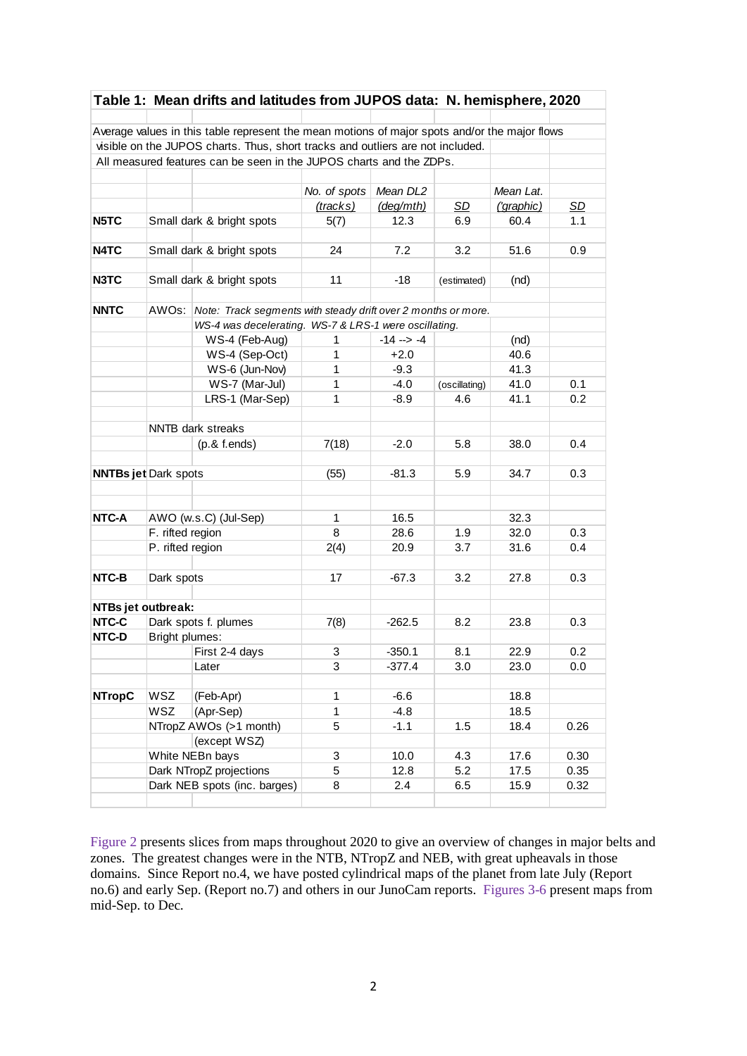**Table 1: Mean drifts and latitudes from JUPOS data: N. hemisphere, 2020**

Average values in this table represent the mean motions of major spots and/or the major flows visible on the JUPOS charts. Thus, short tracks and outliers are not included. All measured features can be seen in the JUPOS charts and the ZDPs.

| | | | No. of spots (tracks) | Mean DL2 (deg/mth) | SD | Mean Lat. ('graphic) | SD |
|---|---|---|---|---|---|---|---|
| **N5TC** | Small dark & bright spots | | 5(7) | 12.3 | 6.9 | 60.4 | 1.1 |
| **N4TC** | Small dark & bright spots | | 24 | 7.2 | 3.2 | 51.6 | 0.9 |
| **N3TC** | Small dark & bright spots | | 11 | -18 | (estimated) | (nd) | |
| **NNTC** | AWOs: | *Note: Track segments with steady drift over 2 months or more.* | | | | | |
| | | *WS-4 was decelerating. WS-7 & LRS-1 were oscillating.* | | | | | |
| | | WS-4 (Feb-Aug) | 1 | -14 --> -4 | | (nd) | |
| | | WS-4 (Sep-Oct) | 1 | +2.0 | | 40.6 | |
| | | WS-6 (Jun-Nov) | 1 | -9.3 | | 41.3 | |
| | | WS-7 (Mar-Jul) | 1 | -4.0 | (oscillating) | 41.0 | 0.1 |
| | | LRS-1 (Mar-Sep) | 1 | -8.9 | 4.6 | 41.1 | 0.2 |
| | NNTB dark streaks | | | | | | |
| | | (p.& f.ends) | 7(18) | -2.0 | 5.8 | 38.0 | 0.4 |
| **NNTBs jet** | Dark spots | | (55) | -81.3 | 5.9 | 34.7 | 0.3 |
| **NTC-A** | AWO (w.s.C) (Jul-Sep) | | 1 | 16.5 | | 32.3 | |
| | F. rifted region | | 8 | 28.6 | 1.9 | 32.0 | 0.3 |
| | P. rifted region | | 2(4) | 20.9 | 3.7 | 31.6 | 0.4 |
| **NTC-B** | Dark spots | | 17 | -67.3 | 3.2 | 27.8 | 0.3 |
| **NTBs jet outbreak:** | | | | | | | |
| **NTC-C** | Dark spots f. plumes | | 7(8) | -262.5 | 8.2 | 23.8 | 0.3 |
| **NTC-D** | Bright plumes: | | | | | | |
| | | First 2-4 days | 3 | -350.1 | 8.1 | 22.9 | 0.2 |
| | | Later | 3 | -377.4 | 3.0 | 23.0 | 0.0 |
| **NTropC** | WSZ | (Feb-Apr) | 1 | -6.6 | | 18.8 | |
| | WSZ | (Apr-Sep) | 1 | -4.8 | | 18.5 | |
| | NTropZ AWOs (>1 month) | | 5 | -1.1 | 1.5 | 18.4 | 0.26 |
| | | (except WSZ) | | | | | |
| | White NEBn bays | | 3 | 10.0 | 4.3 | 17.6 | 0.30 |
| | Dark NTropZ projections | | 5 | 12.8 | 5.2 | 17.5 | 0.35 |
| | Dark NEB spots (inc. barges) | | 8 | 2.4 | 6.5 | 15.9 | 0.32 |

Figure 2 presents slices from maps throughout 2020 to give an overview of changes in major belts and zones. The greatest changes were in the NTB, NTropZ and NEB, with great upheavals in those domains. Since Report no.4, we have posted cylindrical maps of the planet from late July (Report no.6) and early Sep. (Report no.7) and others in our JunoCam reports. Figures 3-6 present maps from mid-Sep. to Dec.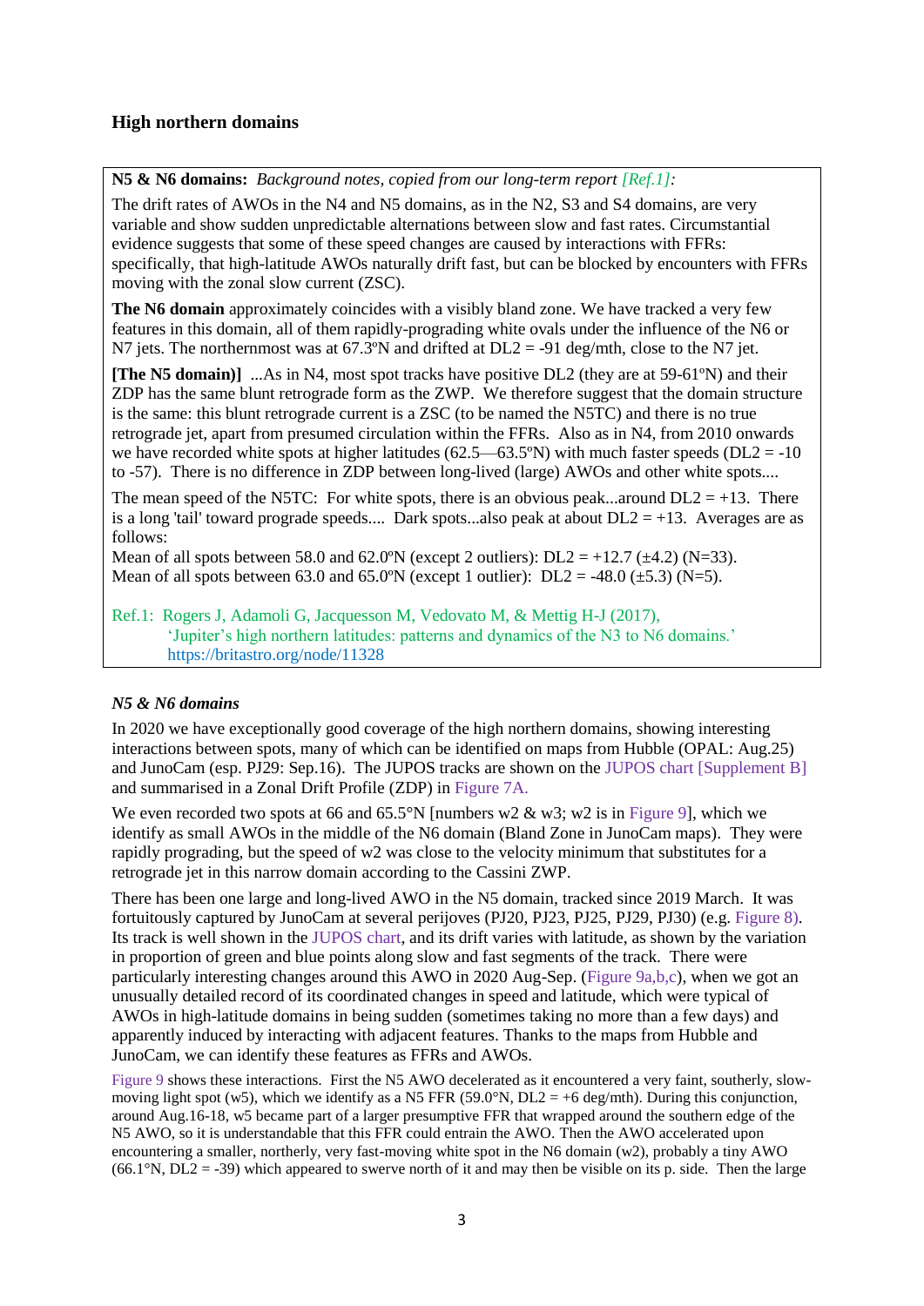## High northern domains

**N5 & N6 domains:** *Background notes, copied from our long-term report [Ref.1]:*

The drift rates of AWOs in the N4 and N5 domains, as in the N2, S3 and S4 domains, are very variable and show sudden unpredictable alternations between slow and fast rates. Circumstantial evidence suggests that some of these speed changes are caused by interactions with FFRs: specifically, that high-latitude AWOs naturally drift fast, but can be blocked by encounters with FFRs moving with the zonal slow current (ZSC).

**The N6 domain** approximately coincides with a visibly bland zone. We have tracked a very few features in this domain, all of them rapidly-prograding white ovals under the influence of the N6 or N7 jets. The northernmost was at 67.3ºN and drifted at DL2 = -91 deg/mth, close to the N7 jet.

**[The N5 domain)]** ...As in N4, most spot tracks have positive DL2 (they are at 59-61ºN) and their ZDP has the same blunt retrograde form as the ZWP. We therefore suggest that the domain structure is the same: this blunt retrograde current is a ZSC (to be named the N5TC) and there is no true retrograde jet, apart from presumed circulation within the FFRs. Also as in N4, from 2010 onwards we have recorded white spots at higher latitudes (62.5—63.5ºN) with much faster speeds (DL2 = -10 to -57). There is no difference in ZDP between long-lived (large) AWOs and other white spots....

The mean speed of the N5TC: For white spots, there is an obvious peak...around DL2 = +13. There is a long 'tail' toward prograde speeds.... Dark spots...also peak at about DL2 = +13. Averages are as follows:
Mean of all spots between 58.0 and 62.0ºN (except 2 outliers): DL2 = +12.7 (±4.2) (N=33).
Mean of all spots between 63.0 and 65.0ºN (except 1 outlier): DL2 = -48.0 (±5.3) (N=5).

Ref.1: Rogers J, Adamoli G, Jacquesson M, Vedovato M, & Mettig H-J (2017), 'Jupiter's high northern latitudes: patterns and dynamics of the N3 to N6 domains.' https://britastro.org/node/11328

### *N5 & N6 domains*

In 2020 we have exceptionally good coverage of the high northern domains, showing interesting interactions between spots, many of which can be identified on maps from Hubble (OPAL: Aug.25) and JunoCam (esp. PJ29: Sep.16). The JUPOS tracks are shown on the JUPOS chart [Supplement B] and summarised in a Zonal Drift Profile (ZDP) in Figure 7A.

We even recorded two spots at 66 and 65.5°N [numbers w2 & w3; w2 is in Figure 9], which we identify as small AWOs in the middle of the N6 domain (Bland Zone in JunoCam maps). They were rapidly prograding, but the speed of w2 was close to the velocity minimum that substitutes for a retrograde jet in this narrow domain according to the Cassini ZWP.

There has been one large and long-lived AWO in the N5 domain, tracked since 2019 March. It was fortuitously captured by JunoCam at several perijoves (PJ20, PJ23, PJ25, PJ29, PJ30) (e.g. Figure 8). Its track is well shown in the JUPOS chart, and its drift varies with latitude, as shown by the variation in proportion of green and blue points along slow and fast segments of the track. There were particularly interesting changes around this AWO in 2020 Aug-Sep. (Figure 9a,b,c), when we got an unusually detailed record of its coordinated changes in speed and latitude, which were typical of AWOs in high-latitude domains in being sudden (sometimes taking no more than a few days) and apparently induced by interacting with adjacent features. Thanks to the maps from Hubble and JunoCam, we can identify these features as FFRs and AWOs.

Figure 9 shows these interactions. First the N5 AWO decelerated as it encountered a very faint, southerly, slow-moving light spot (w5), which we identify as a N5 FFR (59.0°N, DL2 = +6 deg/mth). During this conjunction, around Aug.16-18, w5 became part of a larger presumptive FFR that wrapped around the southern edge of the N5 AWO, so it is understandable that this FFR could entrain the AWO. Then the AWO accelerated upon encountering a smaller, northerly, very fast-moving white spot in the N6 domain (w2), probably a tiny AWO (66.1°N, DL2 = -39) which appeared to swerve north of it and may then be visible on its p. side. Then the large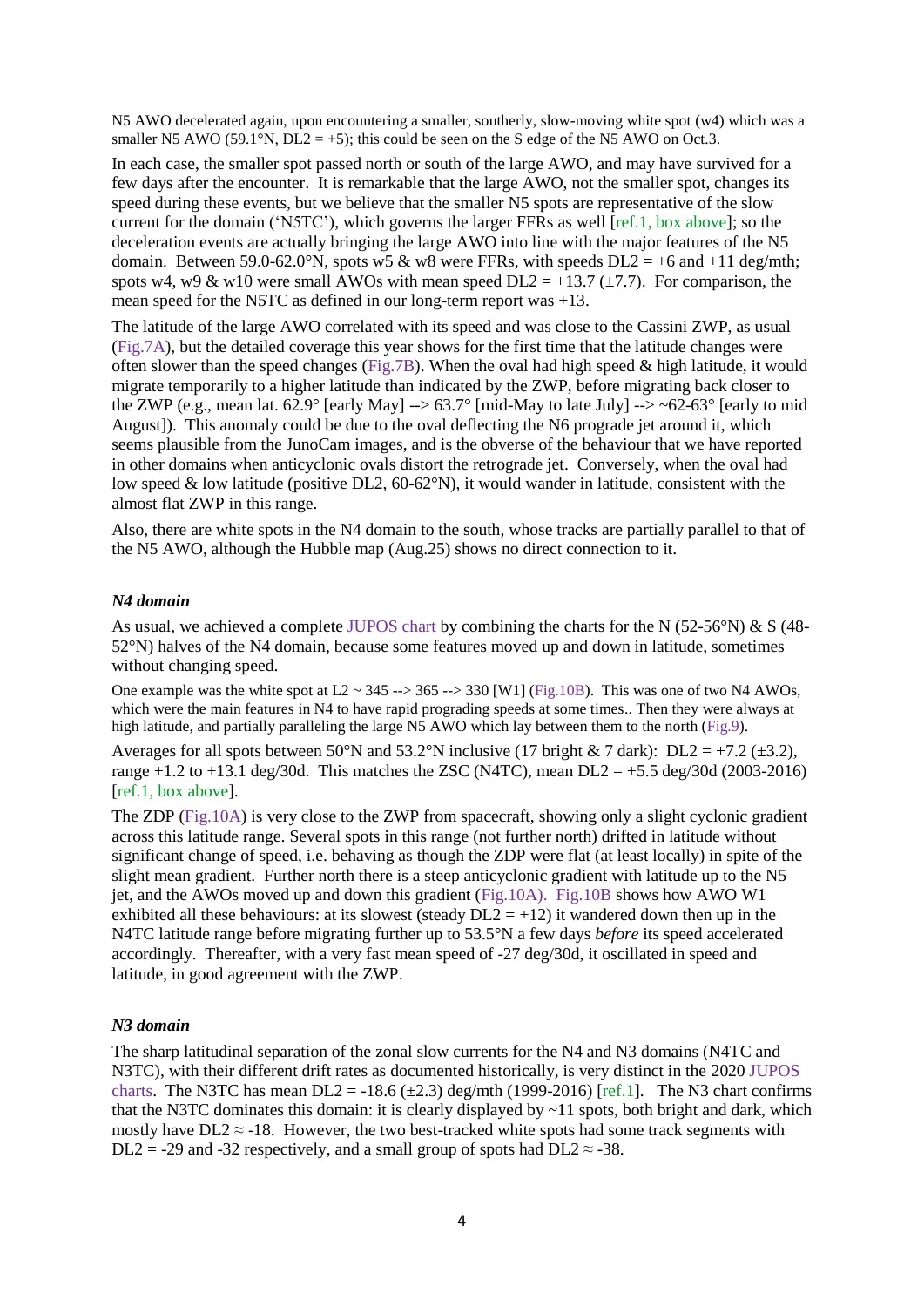N5 AWO decelerated again, upon encountering a smaller, southerly, slow-moving white spot (w4) which was a smaller N5 AWO (59.1°N, DL2 = +5); this could be seen on the S edge of the N5 AWO on Oct.3.

In each case, the smaller spot passed north or south of the large AWO, and may have survived for a few days after the encounter. It is remarkable that the large AWO, not the smaller spot, changes its speed during these events, but we believe that the smaller N5 spots are representative of the slow current for the domain ('N5TC'), which governs the larger FFRs as well [ref.1, box above]; so the deceleration events are actually bringing the large AWO into line with the major features of the N5 domain. Between 59.0-62.0°N, spots w5 & w8 were FFRs, with speeds DL2 = +6 and +11 deg/mth; spots w4, w9 & w10 were small AWOs with mean speed DL2 = +13.7 (±7.7). For comparison, the mean speed for the N5TC as defined in our long-term report was +13.

The latitude of the large AWO correlated with its speed and was close to the Cassini ZWP, as usual (Fig.7A), but the detailed coverage this year shows for the first time that the latitude changes were often slower than the speed changes (Fig.7B). When the oval had high speed & high latitude, it would migrate temporarily to a higher latitude than indicated by the ZWP, before migrating back closer to the ZWP (e.g., mean lat. 62.9° [early May] --> 63.7° [mid-May to late July] --> ~62-63° [early to mid August]). This anomaly could be due to the oval deflecting the N6 prograde jet around it, which seems plausible from the JunoCam images, and is the obverse of the behaviour that we have reported in other domains when anticyclonic ovals distort the retrograde jet. Conversely, when the oval had low speed & low latitude (positive DL2, 60-62°N), it would wander in latitude, consistent with the almost flat ZWP in this range.

Also, there are white spots in the N4 domain to the south, whose tracks are partially parallel to that of the N5 AWO, although the Hubble map (Aug.25) shows no direct connection to it.

### *N4 domain*

As usual, we achieved a complete JUPOS chart by combining the charts for the N (52-56°N) & S (48-52°N) halves of the N4 domain, because some features moved up and down in latitude, sometimes without changing speed.

One example was the white spot at L2 ~ 345 --> 365 --> 330 [W1] (Fig.10B). This was one of two N4 AWOs, which were the main features in N4 to have rapid prograding speeds at some times.. Then they were always at high latitude, and partially paralleling the large N5 AWO which lay between them to the north (Fig.9).

Averages for all spots between 50°N and 53.2°N inclusive (17 bright & 7 dark): DL2 = +7.2 (±3.2), range +1.2 to +13.1 deg/30d. This matches the ZSC (N4TC), mean DL2 = +5.5 deg/30d (2003-2016) [ref.1, box above].

The ZDP (Fig.10A) is very close to the ZWP from spacecraft, showing only a slight cyclonic gradient across this latitude range. Several spots in this range (not further north) drifted in latitude without significant change of speed, i.e. behaving as though the ZDP were flat (at least locally) in spite of the slight mean gradient. Further north there is a steep anticyclonic gradient with latitude up to the N5 jet, and the AWOs moved up and down this gradient (Fig.10A). Fig.10B shows how AWO W1 exhibited all these behaviours: at its slowest (steady DL2 = +12) it wandered down then up in the N4TC latitude range before migrating further up to 53.5°N a few days *before* its speed accelerated accordingly. Thereafter, with a very fast mean speed of -27 deg/30d, it oscillated in speed and latitude, in good agreement with the ZWP.

### *N3 domain*

The sharp latitudinal separation of the zonal slow currents for the N4 and N3 domains (N4TC and N3TC), with their different drift rates as documented historically, is very distinct in the 2020 JUPOS charts. The N3TC has mean DL2 = -18.6 (±2.3) deg/mth (1999-2016) [ref.1]. The N3 chart confirms that the N3TC dominates this domain: it is clearly displayed by ~11 spots, both bright and dark, which mostly have DL2 ≈ -18. However, the two best-tracked white spots had some track segments with DL2 = -29 and -32 respectively, and a small group of spots had DL2 ≈ -38.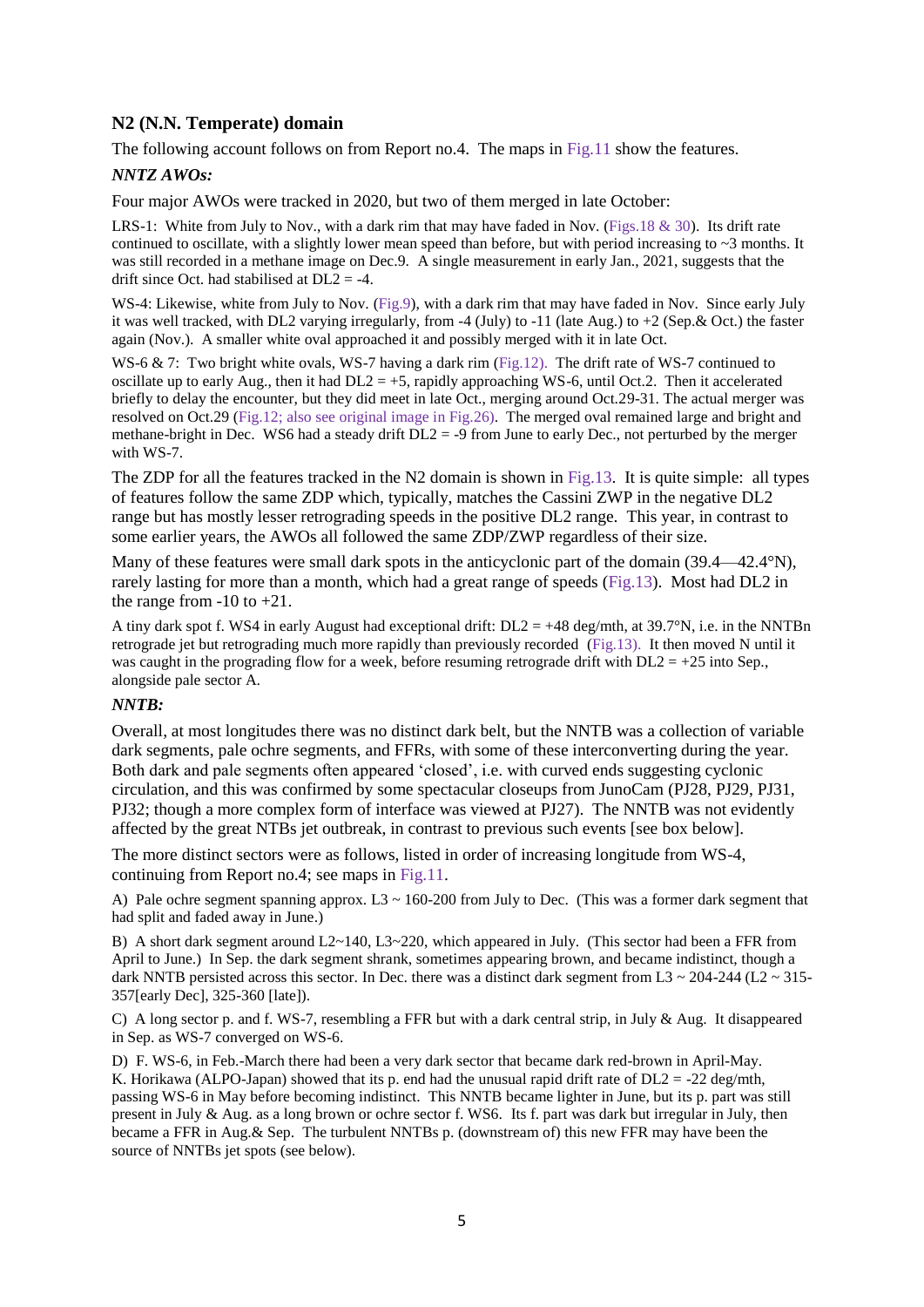## N2 (N.N. Temperate) domain

The following account follows on from Report no.4. The maps in Fig.11 show the features.

### *NNTZ AWOs:*

Four major AWOs were tracked in 2020, but two of them merged in late October:

LRS-1: White from July to Nov., with a dark rim that may have faded in Nov. (Figs.18 & 30). Its drift rate continued to oscillate, with a slightly lower mean speed than before, but with period increasing to ~3 months. It was still recorded in a methane image on Dec.9. A single measurement in early Jan., 2021, suggests that the drift since Oct. had stabilised at DL2 = -4.

WS-4: Likewise, white from July to Nov. (Fig.9), with a dark rim that may have faded in Nov. Since early July it was well tracked, with DL2 varying irregularly, from -4 (July) to -11 (late Aug.) to +2 (Sep.& Oct.) the faster again (Nov.). A smaller white oval approached it and possibly merged with it in late Oct.

WS-6 & 7: Two bright white ovals, WS-7 having a dark rim (Fig.12). The drift rate of WS-7 continued to oscillate up to early Aug., then it had DL2 = +5, rapidly approaching WS-6, until Oct.2. Then it accelerated briefly to delay the encounter, but they did meet in late Oct., merging around Oct.29-31. The actual merger was resolved on Oct.29 (Fig.12; also see original image in Fig.26). The merged oval remained large and bright and methane-bright in Dec. WS6 had a steady drift DL2 = -9 from June to early Dec., not perturbed by the merger with WS-7.

The ZDP for all the features tracked in the N2 domain is shown in Fig.13. It is quite simple: all types of features follow the same ZDP which, typically, matches the Cassini ZWP in the negative DL2 range but has mostly lesser retrograding speeds in the positive DL2 range. This year, in contrast to some earlier years, the AWOs all followed the same ZDP/ZWP regardless of their size.

Many of these features were small dark spots in the anticyclonic part of the domain (39.4—42.4°N), rarely lasting for more than a month, which had a great range of speeds (Fig.13). Most had DL2 in the range from -10 to +21.

A tiny dark spot f. WS4 in early August had exceptional drift: DL2 = +48 deg/mth, at 39.7°N, i.e. in the NNTBn retrograde jet but retrograding much more rapidly than previously recorded (Fig.13). It then moved N until it was caught in the prograding flow for a week, before resuming retrograde drift with DL2 = +25 into Sep., alongside pale sector A.

### *NNTB:*

Overall, at most longitudes there was no distinct dark belt, but the NNTB was a collection of variable dark segments, pale ochre segments, and FFRs, with some of these interconverting during the year. Both dark and pale segments often appeared 'closed', i.e. with curved ends suggesting cyclonic circulation, and this was confirmed by some spectacular closeups from JunoCam (PJ28, PJ29, PJ31, PJ32; though a more complex form of interface was viewed at PJ27). The NNTB was not evidently affected by the great NTBs jet outbreak, in contrast to previous such events [see box below].

The more distinct sectors were as follows, listed in order of increasing longitude from WS-4, continuing from Report no.4; see maps in Fig.11.

A) Pale ochre segment spanning approx. L3 ~ 160-200 from July to Dec. (This was a former dark segment that had split and faded away in June.)

B) A short dark segment around L2~140, L3~220, which appeared in July. (This sector had been a FFR from April to June.) In Sep. the dark segment shrank, sometimes appearing brown, and became indistinct, though a dark NNTB persisted across this sector. In Dec. there was a distinct dark segment from L3 ~ 204-244 (L2 ~ 315-357[early Dec], 325-360 [late]).

C) A long sector p. and f. WS-7, resembling a FFR but with a dark central strip, in July & Aug. It disappeared in Sep. as WS-7 converged on WS-6.

D) F. WS-6, in Feb.-March there had been a very dark sector that became dark red-brown in April-May. K. Horikawa (ALPO-Japan) showed that its p. end had the unusual rapid drift rate of DL2 = -22 deg/mth, passing WS-6 in May before becoming indistinct. This NNTB became lighter in June, but its p. part was still present in July & Aug. as a long brown or ochre sector f. WS6. Its f. part was dark but irregular in July, then became a FFR in Aug.& Sep. The turbulent NNTBs p. (downstream of) this new FFR may have been the source of NNTBs jet spots (see below).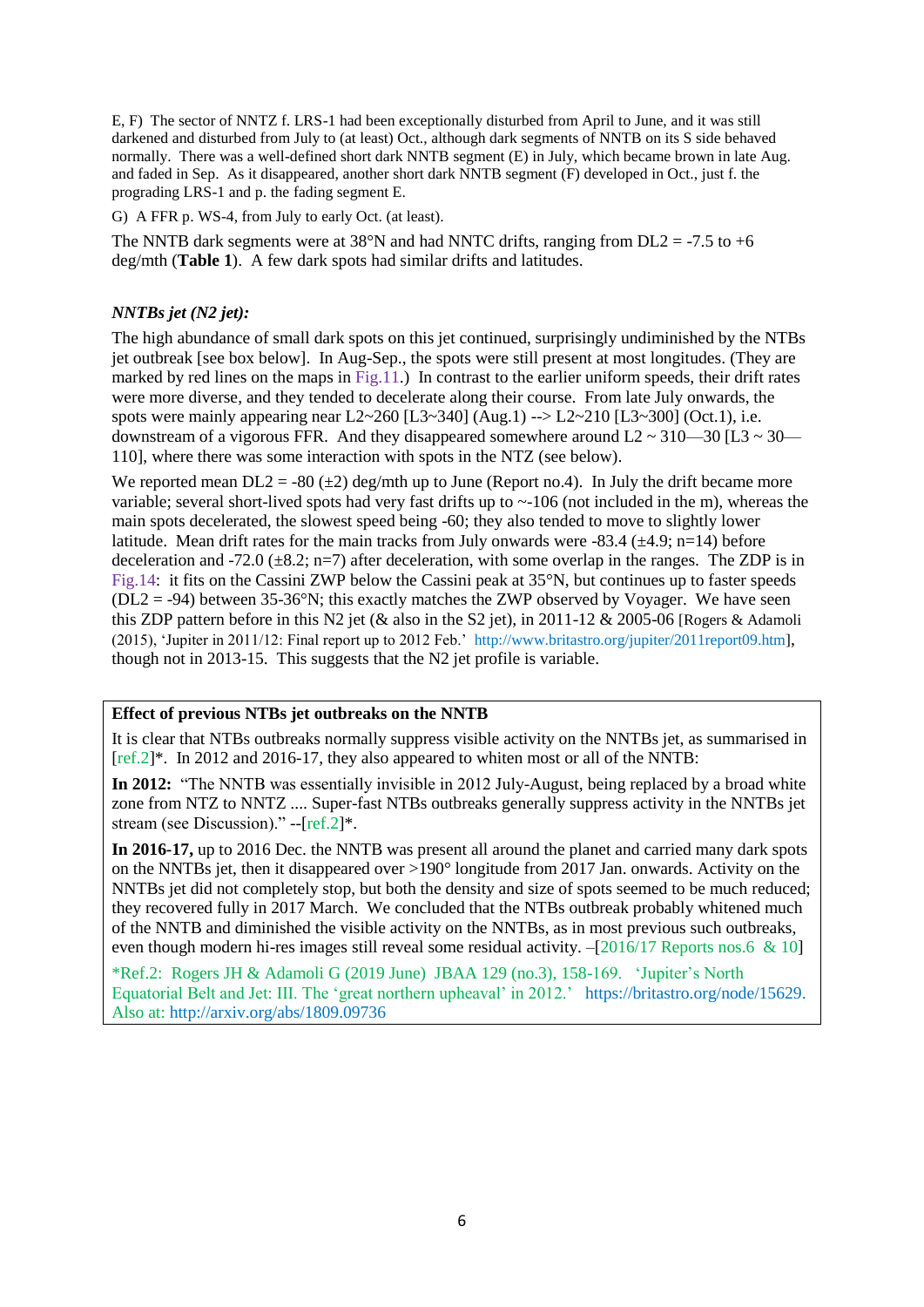E, F) The sector of NNTZ f. LRS-1 had been exceptionally disturbed from April to June, and it was still darkened and disturbed from July to (at least) Oct., although dark segments of NNTB on its S side behaved normally. There was a well-defined short dark NNTB segment (E) in July, which became brown in late Aug. and faded in Sep. As it disappeared, another short dark NNTB segment (F) developed in Oct., just f. the prograding LRS-1 and p. the fading segment E.

G) A FFR p. WS-4, from July to early Oct. (at least).

The NNTB dark segments were at 38°N and had NNTC drifts, ranging from DL2 = -7.5 to +6 deg/mth (**Table 1**). A few dark spots had similar drifts and latitudes.

### *NNTBs jet (N2 jet):*

The high abundance of small dark spots on this jet continued, surprisingly undiminished by the NTBs jet outbreak [see box below]. In Aug-Sep., the spots were still present at most longitudes. (They are marked by red lines on the maps in Fig.11.) In contrast to the earlier uniform speeds, their drift rates were more diverse, and they tended to decelerate along their course. From late July onwards, the spots were mainly appearing near L2~260 [L3~340] (Aug.1) --> L2~210 [L3~300] (Oct.1), i.e. downstream of a vigorous FFR. And they disappeared somewhere around L2 ~ 310—30 [L3 ~ 30—110], where there was some interaction with spots in the NTZ (see below).

We reported mean DL2 = -80 (±2) deg/mth up to June (Report no.4). In July the drift became more variable; several short-lived spots had very fast drifts up to ~-106 (not included in the m), whereas the main spots decelerated, the slowest speed being -60; they also tended to move to slightly lower latitude. Mean drift rates for the main tracks from July onwards were -83.4 (±4.9; n=14) before deceleration and -72.0 (±8.2; n=7) after deceleration, with some overlap in the ranges. The ZDP is in Fig.14: it fits on the Cassini ZWP below the Cassini peak at 35°N, but continues up to faster speeds (DL2 = -94) between 35-36°N; this exactly matches the ZWP observed by Voyager. We have seen this ZDP pattern before in this N2 jet (& also in the S2 jet), in 2011-12 & 2005-06 [Rogers & Adamoli (2015), 'Jupiter in 2011/12: Final report up to 2012 Feb.' http://www.britastro.org/jupiter/2011report09.htm], though not in 2013-15. This suggests that the N2 jet profile is variable.

---

**Effect of previous NTBs jet outbreaks on the NNTB**

It is clear that NTBs outbreaks normally suppress visible activity on the NNTBs jet, as summarised in [ref.2]*. In 2012 and 2016-17, they also appeared to whiten most or all of the NNTB:

**In 2012:** "The NNTB was essentially invisible in 2012 July-August, being replaced by a broad white zone from NTZ to NNTZ .... Super-fast NTBs outbreaks generally suppress activity in the NNTBs jet stream (see Discussion)." --[ref.2]*.

**In 2016-17,** up to 2016 Dec. the NNTB was present all around the planet and carried many dark spots on the NNTBs jet, then it disappeared over >190° longitude from 2017 Jan. onwards. Activity on the NNTBs jet did not completely stop, but both the density and size of spots seemed to be much reduced; they recovered fully in 2017 March. We concluded that the NTBs outbreak probably whitened much of the NNTB and diminished the visible activity on the NNTBs, as in most previous such outbreaks, even though modern hi-res images still reveal some residual activity. –[2016/17 Reports nos.6 & 10]

*Ref.2: Rogers JH & Adamoli G (2019 June) JBAA 129 (no.3), 158-169. 'Jupiter's North Equatorial Belt and Jet: III. The 'great northern upheaval' in 2012.' https://britastro.org/node/15629. Also at: http://arxiv.org/abs/1809.09736

---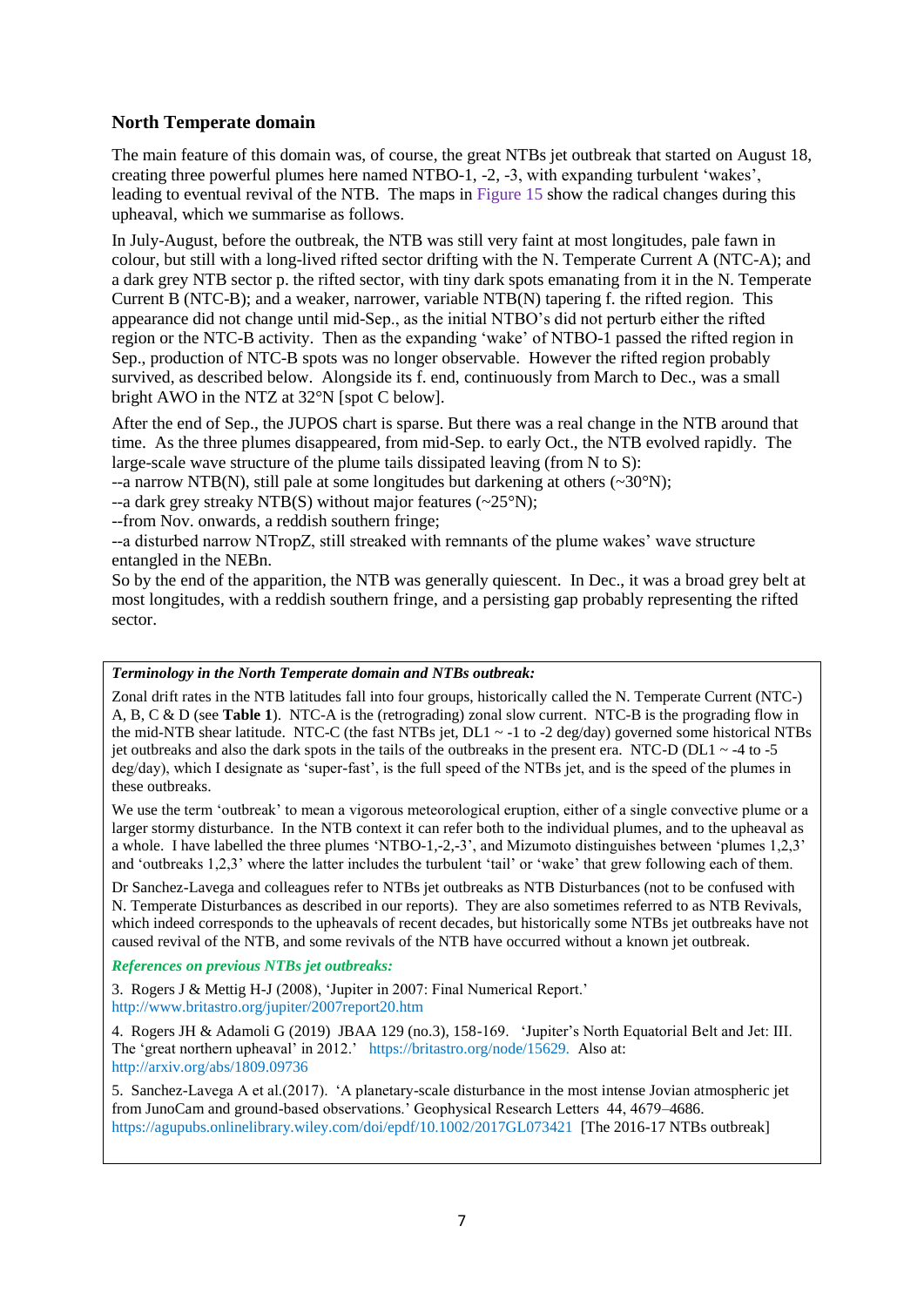## North Temperate domain

The main feature of this domain was, of course, the great NTBs jet outbreak that started on August 18, creating three powerful plumes here named NTBO-1, -2, -3, with expanding turbulent 'wakes', leading to eventual revival of the NTB. The maps in Figure 15 show the radical changes during this upheaval, which we summarise as follows.

In July-August, before the outbreak, the NTB was still very faint at most longitudes, pale fawn in colour, but still with a long-lived rifted sector drifting with the N. Temperate Current A (NTC-A); and a dark grey NTB sector p. the rifted sector, with tiny dark spots emanating from it in the N. Temperate Current B (NTC-B); and a weaker, narrower, variable NTB(N) tapering f. the rifted region. This appearance did not change until mid-Sep., as the initial NTBO's did not perturb either the rifted region or the NTC-B activity. Then as the expanding 'wake' of NTBO-1 passed the rifted region in Sep., production of NTC-B spots was no longer observable. However the rifted region probably survived, as described below. Alongside its f. end, continuously from March to Dec., was a small bright AWO in the NTZ at 32°N [spot C below].

After the end of Sep., the JUPOS chart is sparse. But there was a real change in the NTB around that time. As the three plumes disappeared, from mid-Sep. to early Oct., the NTB evolved rapidly. The large-scale wave structure of the plume tails dissipated leaving (from N to S):
--a narrow NTB(N), still pale at some longitudes but darkening at others (~30°N);
--a dark grey streaky NTB(S) without major features (~25°N);
--from Nov. onwards, a reddish southern fringe;
--a disturbed narrow NTropZ, still streaked with remnants of the plume wakes' wave structure entangled in the NEBn.
So by the end of the apparition, the NTB was generally quiescent. In Dec., it was a broad grey belt at most longitudes, with a reddish southern fringe, and a persisting gap probably representing the rifted sector.

***Terminology in the North Temperate domain and NTBs outbreak:***

Zonal drift rates in the NTB latitudes fall into four groups, historically called the N. Temperate Current (NTC-) A, B, C & D (see **Table 1**). NTC-A is the (retrograding) zonal slow current. NTC-B is the prograding flow in the mid-NTB shear latitude. NTC-C (the fast NTBs jet, DL1 ~ -1 to -2 deg/day) governed some historical NTBs jet outbreaks and also the dark spots in the tails of the outbreaks in the present era. NTC-D (DL1 ~ -4 to -5 deg/day), which I designate as 'super-fast', is the full speed of the NTBs jet, and is the speed of the plumes in these outbreaks.

We use the term 'outbreak' to mean a vigorous meteorological eruption, either of a single convective plume or a larger stormy disturbance. In the NTB context it can refer both to the individual plumes, and to the upheaval as a whole. I have labelled the three plumes 'NTBO-1,-2,-3', and Mizumoto distinguishes between 'plumes 1,2,3' and 'outbreaks 1,2,3' where the latter includes the turbulent 'tail' or 'wake' that grew following each of them.

Dr Sanchez-Lavega and colleagues refer to NTBs jet outbreaks as NTB Disturbances (not to be confused with N. Temperate Disturbances as described in our reports). They are also sometimes referred to as NTB Revivals, which indeed corresponds to the upheavals of recent decades, but historically some NTBs jet outbreaks have not caused revival of the NTB, and some revivals of the NTB have occurred without a known jet outbreak.

***References on previous NTBs jet outbreaks:***

3. Rogers J & Mettig H-J (2008), 'Jupiter in 2007: Final Numerical Report.' http://www.britastro.org/jupiter/2007report20.htm

4. Rogers JH & Adamoli G (2019) JBAA 129 (no.3), 158-169. 'Jupiter's North Equatorial Belt and Jet: III. The 'great northern upheaval' in 2012.' https://britastro.org/node/15629. Also at: http://arxiv.org/abs/1809.09736

5. Sanchez-Lavega A et al.(2017). 'A planetary-scale disturbance in the most intense Jovian atmospheric jet from JunoCam and ground-based observations.' Geophysical Research Letters 44, 4679–4686. https://agupubs.onlinelibrary.wiley.com/doi/epdf/10.1002/2017GL073421 [The 2016-17 NTBs outbreak]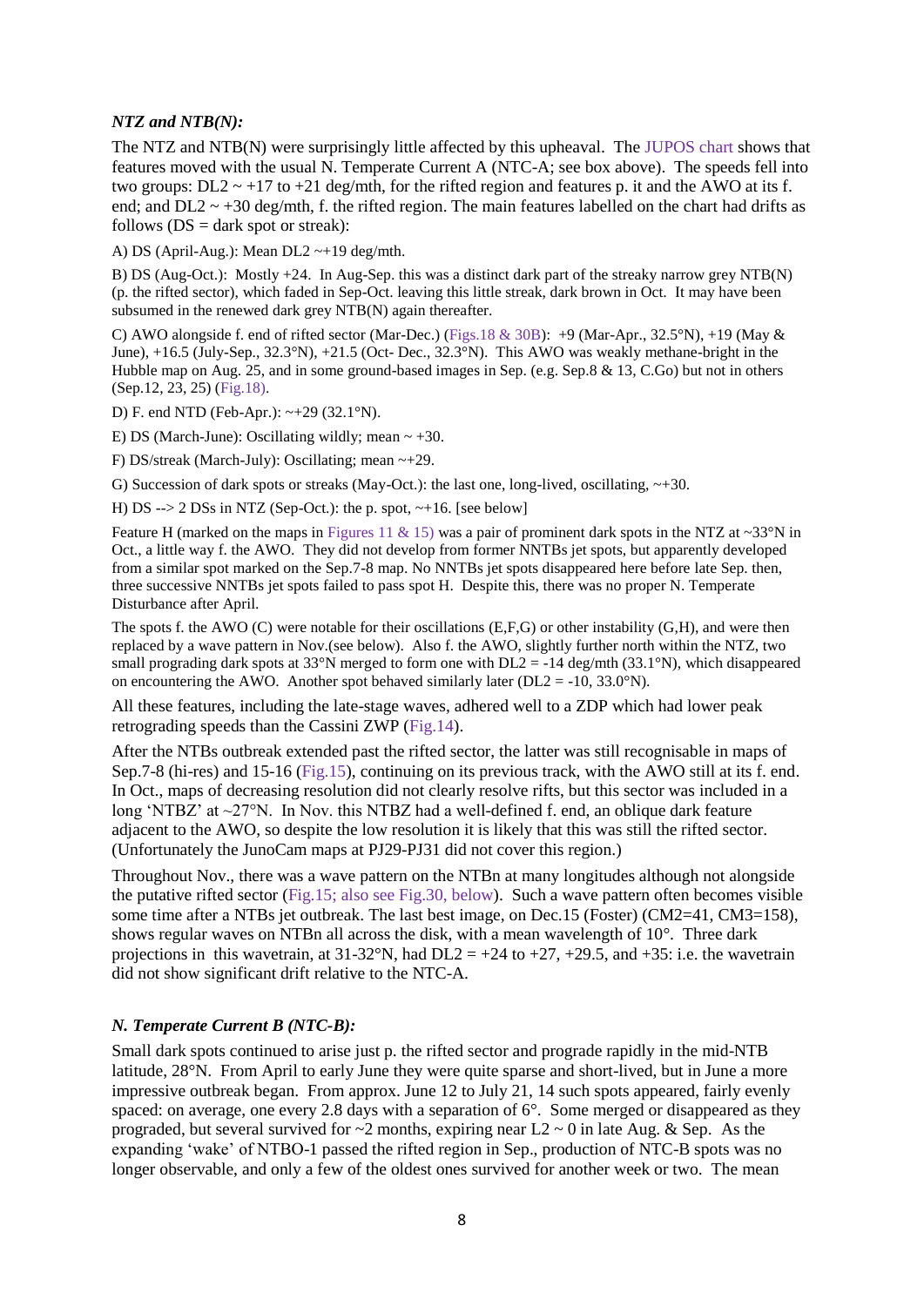### *NTZ and NTB(N):*

The NTZ and NTB(N) were surprisingly little affected by this upheaval. The JUPOS chart shows that features moved with the usual N. Temperate Current A (NTC-A; see box above). The speeds fell into two groups: DL2 ~ +17 to +21 deg/mth, for the rifted region and features p. it and the AWO at its f. end; and DL2 ~ +30 deg/mth, f. the rifted region. The main features labelled on the chart had drifts as follows (DS = dark spot or streak):

A) DS (April-Aug.): Mean DL2 ~+19 deg/mth.

B) DS (Aug-Oct.): Mostly +24. In Aug-Sep. this was a distinct dark part of the streaky narrow grey NTB(N) (p. the rifted sector), which faded in Sep-Oct. leaving this little streak, dark brown in Oct. It may have been subsumed in the renewed dark grey NTB(N) again thereafter.

C) AWO alongside f. end of rifted sector (Mar-Dec.) (Figs.18 & 30B): +9 (Mar-Apr., 32.5°N), +19 (May & June), +16.5 (July-Sep., 32.3°N), +21.5 (Oct- Dec., 32.3°N). This AWO was weakly methane-bright in the Hubble map on Aug. 25, and in some ground-based images in Sep. (e.g. Sep.8 & 13, C.Go) but not in others (Sep.12, 23, 25) (Fig.18).

D) F. end NTD (Feb-Apr.): ~+29 (32.1°N).

E) DS (March-June): Oscillating wildly; mean ~ +30.

F) DS/streak (March-July): Oscillating; mean ~+29.

G) Succession of dark spots or streaks (May-Oct.): the last one, long-lived, oscillating, ~+30.

H) DS --> 2 DSs in NTZ (Sep-Oct.): the p. spot, ~+16. [see below]

Feature H (marked on the maps in Figures 11 & 15) was a pair of prominent dark spots in the NTZ at ~33°N in Oct., a little way f. the AWO. They did not develop from former NNTBs jet spots, but apparently developed from a similar spot marked on the Sep.7-8 map. No NNTBs jet spots disappeared here before late Sep. then, three successive NNTBs jet spots failed to pass spot H. Despite this, there was no proper N. Temperate Disturbance after April.

The spots f. the AWO (C) were notable for their oscillations (E,F,G) or other instability (G,H), and were then replaced by a wave pattern in Nov.(see below). Also f. the AWO, slightly further north within the NTZ, two small prograding dark spots at 33°N merged to form one with DL2 = -14 deg/mth (33.1°N), which disappeared on encountering the AWO. Another spot behaved similarly later (DL2 = -10, 33.0°N).

All these features, including the late-stage waves, adhered well to a ZDP which had lower peak retrograding speeds than the Cassini ZWP (Fig.14).

After the NTBs outbreak extended past the rifted sector, the latter was still recognisable in maps of Sep.7-8 (hi-res) and 15-16 (Fig.15), continuing on its previous track, with the AWO still at its f. end. In Oct., maps of decreasing resolution did not clearly resolve rifts, but this sector was included in a long 'NTBZ' at ~27°N. In Nov. this NTBZ had a well-defined f. end, an oblique dark feature adjacent to the AWO, so despite the low resolution it is likely that this was still the rifted sector. (Unfortunately the JunoCam maps at PJ29-PJ31 did not cover this region.)

Throughout Nov., there was a wave pattern on the NTBn at many longitudes although not alongside the putative rifted sector (Fig.15; also see Fig.30, below). Such a wave pattern often becomes visible some time after a NTBs jet outbreak. The last best image, on Dec.15 (Foster) (CM2=41, CM3=158), shows regular waves on NTBn all across the disk, with a mean wavelength of 10°. Three dark projections in this wavetrain, at 31-32°N, had DL2 = +24 to +27, +29.5, and +35: i.e. the wavetrain did not show significant drift relative to the NTC-A.

### *N. Temperate Current B (NTC-B):*

Small dark spots continued to arise just p. the rifted sector and prograde rapidly in the mid-NTB latitude, 28°N. From April to early June they were quite sparse and short-lived, but in June a more impressive outbreak began. From approx. June 12 to July 21, 14 such spots appeared, fairly evenly spaced: on average, one every 2.8 days with a separation of 6°. Some merged or disappeared as they prograded, but several survived for ~2 months, expiring near L2 ~ 0 in late Aug. & Sep. As the expanding 'wake' of NTBO-1 passed the rifted region in Sep., production of NTC-B spots was no longer observable, and only a few of the oldest ones survived for another week or two. The mean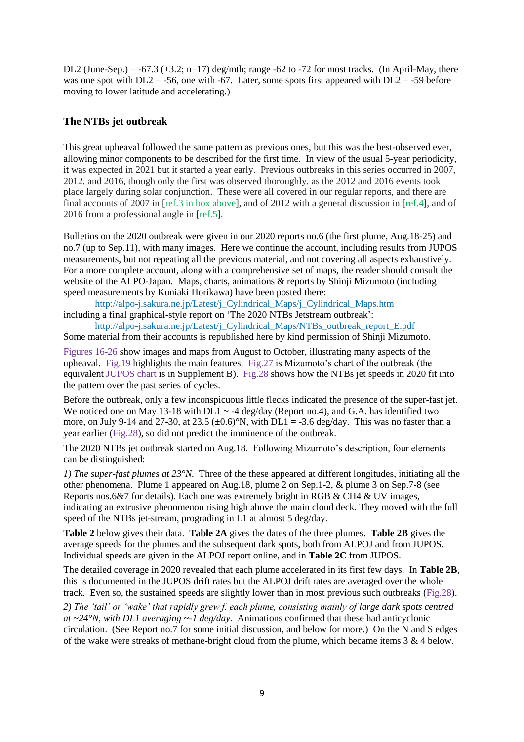DL2 (June-Sep.) = -67.3 (±3.2; n=17) deg/mth; range -62 to -72 for most tracks. (In April-May, there was one spot with DL2 = -56, one with -67. Later, some spots first appeared with DL2 = -59 before moving to lower latitude and accelerating.)

## The NTBs jet outbreak

This great upheaval followed the same pattern as previous ones, but this was the best-observed ever, allowing minor components to be described for the first time. In view of the usual 5-year periodicity, it was expected in 2021 but it started a year early. Previous outbreaks in this series occurred in 2007, 2012, and 2016, though only the first was observed thoroughly, as the 2012 and 2016 events took place largely during solar conjunction. These were all covered in our regular reports, and there are final accounts of 2007 in [ref.3 in box above], and of 2012 with a general discussion in [ref.4], and of 2016 from a professional angle in [ref.5].

Bulletins on the 2020 outbreak were given in our 2020 reports no.6 (the first plume, Aug.18-25) and no.7 (up to Sep.11), with many images. Here we continue the account, including results from JUPOS measurements, but not repeating all the previous material, and not covering all aspects exhaustively. For a more complete account, along with a comprehensive set of maps, the reader should consult the website of the ALPO-Japan. Maps, charts, animations & reports by Shinji Mizumoto (including speed measurements by Kuniaki Horikawa) have been posted there:

http://alpo-j.sakura.ne.jp/Latest/j_Cylindrical_Maps/j_Cylindrical_Maps.htm

including a final graphical-style report on 'The 2020 NTBs Jetstream outbreak':

http://alpo-j.sakura.ne.jp/Latest/j_Cylindrical_Maps/NTBs_outbreak_report_E.pdf

Some material from their accounts is republished here by kind permission of Shinji Mizumoto.

Figures 16-26 show images and maps from August to October, illustrating many aspects of the upheaval. Fig.19 highlights the main features. Fig.27 is Mizumoto's chart of the outbreak (the equivalent JUPOS chart is in Supplement B). Fig.28 shows how the NTBs jet speeds in 2020 fit into the pattern over the past series of cycles.

Before the outbreak, only a few inconspicuous little flecks indicated the presence of the super-fast jet. We noticed one on May 13-18 with DL1 ~ -4 deg/day (Report no.4), and G.A. has identified two more, on July 9-14 and 27-30, at 23.5 (±0.6)°N, with DL1 = -3.6 deg/day. This was no faster than a year earlier (Fig.28), so did not predict the imminence of the outbreak.

The 2020 NTBs jet outbreak started on Aug.18. Following Mizumoto's description, four elements can be distinguished:

*1) The super-fast plumes at 23°N.* Three of the these appeared at different longitudes, initiating all the other phenomena. Plume 1 appeared on Aug.18, plume 2 on Sep.1-2, & plume 3 on Sep.7-8 (see Reports nos.6&7 for details). Each one was extremely bright in RGB & CH4 & UV images, indicating an extrusive phenomenon rising high above the main cloud deck. They moved with the full speed of the NTBs jet-stream, prograding in L1 at almost 5 deg/day.

**Table 2** below gives their data. **Table 2A** gives the dates of the three plumes. **Table 2B** gives the average speeds for the plumes and the subsequent dark spots, both from ALPOJ and from JUPOS. Individual speeds are given in the ALPOJ report online, and in **Table 2C** from JUPOS.

The detailed coverage in 2020 revealed that each plume accelerated in its first few days. In **Table 2B**, this is documented in the JUPOS drift rates but the ALPOJ drift rates are averaged over the whole track. Even so, the sustained speeds are slightly lower than in most previous such outbreaks (Fig.28).

*2) The 'tail' or 'wake' that rapidly grew f. each plume, consisting mainly of large dark spots centred at ~24°N, with DL1 averaging ~-1 deg/day.* Animations confirmed that these had anticyclonic circulation. (See Report no.7 for some initial discussion, and below for more.) On the N and S edges of the wake were streaks of methane-bright cloud from the plume, which became items 3 & 4 below.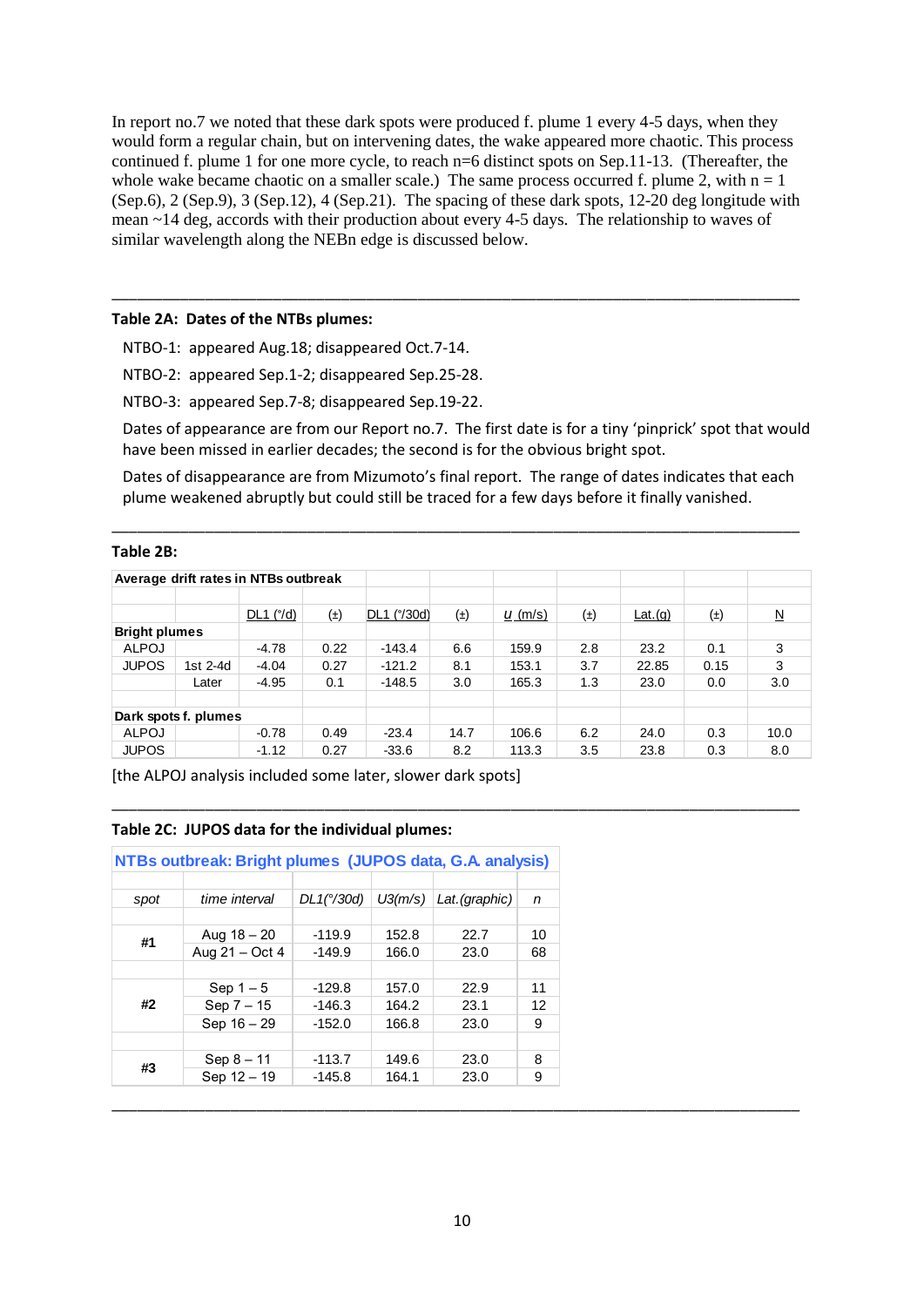In report no.7 we noted that these dark spots were produced f. plume 1 every 4-5 days, when they would form a regular chain, but on intervening dates, the wake appeared more chaotic. This process continued f. plume 1 for one more cycle, to reach n=6 distinct spots on Sep.11-13. (Thereafter, the whole wake became chaotic on a smaller scale.) The same process occurred f. plume 2, with n = 1 (Sep.6), 2 (Sep.9), 3 (Sep.12), 4 (Sep.21). The spacing of these dark spots, 12-20 deg longitude with mean ~14 deg, accords with their production about every 4-5 days. The relationship to waves of similar wavelength along the NEBn edge is discussed below.

---

**Table 2A: Dates of the NTBs plumes:**

NTBO-1: appeared Aug.18; disappeared Oct.7-14.

NTBO-2: appeared Sep.1-2; disappeared Sep.25-28.

NTBO-3: appeared Sep.7-8; disappeared Sep.19-22.

Dates of appearance are from our Report no.7. The first date is for a tiny 'pinprick' spot that would have been missed in earlier decades; the second is for the obvious bright spot.

Dates of disappearance are from Mizumoto's final report. The range of dates indicates that each plume weakened abruptly but could still be traced for a few days before it finally vanished.

---

**Table 2B:**

| Average drift rates in NTBs outbreak | | | | | | | | | | |
|---|---|---|---|---|---|---|---|---|---|---|
| | | DL1 (°/d) | (±) | DL1 (°/30d) | (±) | u (m/s) | (±) | Lat.(g) | (±) | N |
| **Bright plumes** | | | | | | | | | | |
| ALPOJ | | -4.78 | 0.22 | -143.4 | 6.6 | 159.9 | 2.8 | 23.2 | 0.1 | 3 |
| JUPOS | 1st 2-4d | -4.04 | 0.27 | -121.2 | 8.1 | 153.1 | 3.7 | 22.85 | 0.15 | 3 |
| | Later | -4.95 | 0.1 | -148.5 | 3.0 | 165.3 | 1.3 | 23.0 | 0.0 | 3.0 |
| **Dark spots f. plumes** | | | | | | | | | | |
| ALPOJ | | -0.78 | 0.49 | -23.4 | 14.7 | 106.6 | 6.2 | 24.0 | 0.3 | 10.0 |
| JUPOS | | -1.12 | 0.27 | -33.6 | 8.2 | 113.3 | 3.5 | 23.8 | 0.3 | 8.0 |

[the ALPOJ analysis included some later, slower dark spots]

---

**Table 2C: JUPOS data for the individual plumes:**

**NTBs outbreak: Bright plumes (JUPOS data, G.A. analysis)**

| *spot* | *time interval* | *DL1(°/30d)* | *U3(m/s)* | *Lat.(graphic)* | *n* |
|---|---|---|---|---|---|
| **#1** | Aug 18 – 20 | -119.9 | 152.8 | 22.7 | 10 |
| | Aug 21 – Oct 4 | -149.9 | 166.0 | 23.0 | 68 |
| **#2** | Sep 1 – 5 | -129.8 | 157.0 | 22.9 | 11 |
| | Sep 7 – 15 | -146.3 | 164.2 | 23.1 | 12 |
| | Sep 16 – 29 | -152.0 | 166.8 | 23.0 | 9 |
| **#3** | Sep 8 – 11 | -113.7 | 149.6 | 23.0 | 8 |
| | Sep 12 – 19 | -145.8 | 164.1 | 23.0 | 9 |

---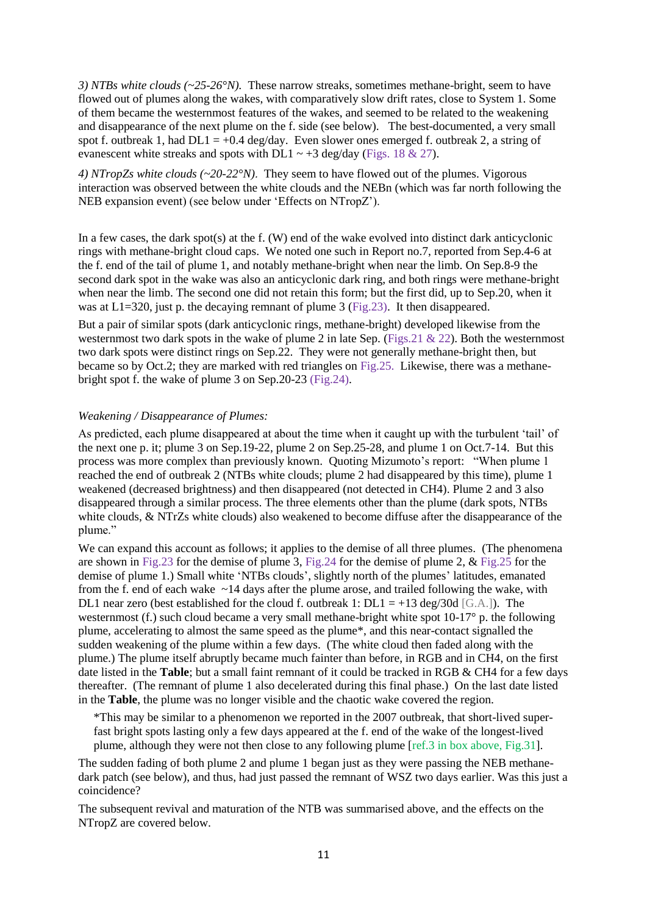*3) NTBs white clouds (~25-26°N).* These narrow streaks, sometimes methane-bright, seem to have flowed out of plumes along the wakes, with comparatively slow drift rates, close to System 1. Some of them became the westernmost features of the wakes, and seemed to be related to the weakening and disappearance of the next plume on the f. side (see below). The best-documented, a very small spot f. outbreak 1, had DL1 = +0.4 deg/day. Even slower ones emerged f. outbreak 2, a string of evanescent white streaks and spots with DL1 ~ +3 deg/day (Figs. 18 & 27).

*4) NTropZs white clouds (~20-22°N).* They seem to have flowed out of the plumes. Vigorous interaction was observed between the white clouds and the NEBn (which was far north following the NEB expansion event) (see below under 'Effects on NTropZ').

In a few cases, the dark spot(s) at the f. (W) end of the wake evolved into distinct dark anticyclonic rings with methane-bright cloud caps. We noted one such in Report no.7, reported from Sep.4-6 at the f. end of the tail of plume 1, and notably methane-bright when near the limb. On Sep.8-9 the second dark spot in the wake was also an anticyclonic dark ring, and both rings were methane-bright when near the limb. The second one did not retain this form; but the first did, up to Sep.20, when it was at L1=320, just p. the decaying remnant of plume 3 (Fig.23). It then disappeared.

But a pair of similar spots (dark anticyclonic rings, methane-bright) developed likewise from the westernmost two dark spots in the wake of plume 2 in late Sep. (Figs.21 & 22). Both the westernmost two dark spots were distinct rings on Sep.22. They were not generally methane-bright then, but became so by Oct.2; they are marked with red triangles on Fig.25. Likewise, there was a methane-bright spot f. the wake of plume 3 on Sep.20-23 (Fig.24).

*Weakening / Disappearance of Plumes:*

As predicted, each plume disappeared at about the time when it caught up with the turbulent 'tail' of the next one p. it; plume 3 on Sep.19-22, plume 2 on Sep.25-28, and plume 1 on Oct.7-14. But this process was more complex than previously known. Quoting Mizumoto's report: "When plume 1 reached the end of outbreak 2 (NTBs white clouds; plume 2 had disappeared by this time), plume 1 weakened (decreased brightness) and then disappeared (not detected in CH4). Plume 2 and 3 also disappeared through a similar process. The three elements other than the plume (dark spots, NTBs white clouds, & NTrZs white clouds) also weakened to become diffuse after the disappearance of the plume."

We can expand this account as follows; it applies to the demise of all three plumes. (The phenomena are shown in Fig.23 for the demise of plume 3, Fig.24 for the demise of plume 2, & Fig.25 for the demise of plume 1.) Small white 'NTBs clouds', slightly north of the plumes' latitudes, emanated from the f. end of each wake ~14 days after the plume arose, and trailed following the wake, with DL1 near zero (best established for the cloud f. outbreak 1: DL1 = +13 deg/30d [G.A.]). The westernmost (f.) such cloud became a very small methane-bright white spot 10-17° p. the following plume, accelerating to almost the same speed as the plume*, and this near-contact signalled the sudden weakening of the plume within a few days. (The white cloud then faded along with the plume.) The plume itself abruptly became much fainter than before, in RGB and in CH4, on the first date listed in the **Table**; but a small faint remnant of it could be tracked in RGB & CH4 for a few days thereafter. (The remnant of plume 1 also decelerated during this final phase.) On the last date listed in the **Table**, the plume was no longer visible and the chaotic wake covered the region.

> *This may be similar to a phenomenon we reported in the 2007 outbreak, that short-lived super-fast bright spots lasting only a few days appeared at the f. end of the wake of the longest-lived plume, although they were not then close to any following plume [ref.3 in box above, Fig.31].

The sudden fading of both plume 2 and plume 1 began just as they were passing the NEB methane-dark patch (see below), and thus, had just passed the remnant of WSZ two days earlier. Was this just a coincidence?

The subsequent revival and maturation of the NTB was summarised above, and the effects on the NTropZ are covered below.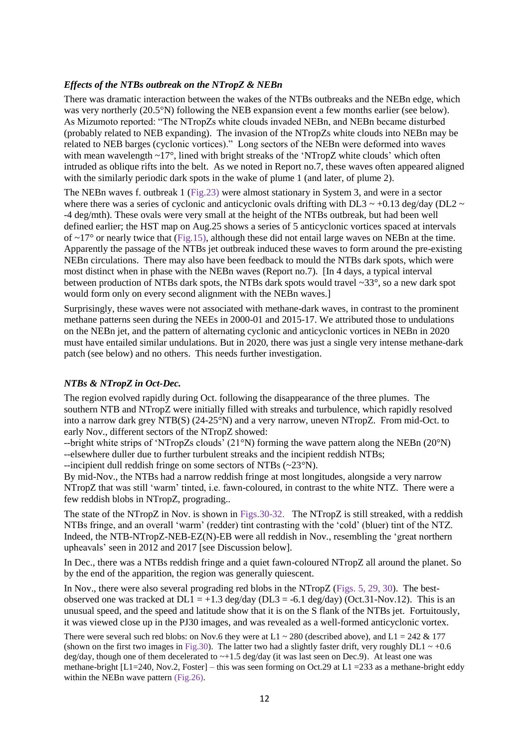### *Effects of the NTBs outbreak on the NTropZ & NEBn*

There was dramatic interaction between the wakes of the NTBs outbreaks and the NEBn edge, which was very northerly (20.5°N) following the NEB expansion event a few months earlier (see below). As Mizumoto reported: "The NTropZs white clouds invaded NEBn, and NEBn became disturbed (probably related to NEB expanding). The invasion of the NTropZs white clouds into NEBn may be related to NEB barges (cyclonic vortices)." Long sectors of the NEBn were deformed into waves with mean wavelength ~17°, lined with bright streaks of the 'NTropZ white clouds' which often intruded as oblique rifts into the belt. As we noted in Report no.7, these waves often appeared aligned with the similarly periodic dark spots in the wake of plume 1 (and later, of plume 2).

The NEBn waves f. outbreak 1 (Fig.23) were almost stationary in System 3, and were in a sector where there was a series of cyclonic and anticyclonic ovals drifting with DL3 ~ +0.13 deg/day (DL2 ~ -4 deg/mth). These ovals were very small at the height of the NTBs outbreak, but had been well defined earlier; the HST map on Aug.25 shows a series of 5 anticyclonic vortices spaced at intervals of ~17° or nearly twice that (Fig.15), although these did not entail large waves on NEBn at the time. Apparently the passage of the NTBs jet outbreak induced these waves to form around the pre-existing NEBn circulations. There may also have been feedback to mould the NTBs dark spots, which were most distinct when in phase with the NEBn waves (Report no.7). [In 4 days, a typical interval between production of NTBs dark spots, the NTBs dark spots would travel ~33°, so a new dark spot would form only on every second alignment with the NEBn waves.]

Surprisingly, these waves were not associated with methane-dark waves, in contrast to the prominent methane patterns seen during the NEEs in 2000-01 and 2015-17. We attributed those to undulations on the NEBn jet, and the pattern of alternating cyclonic and anticyclonic vortices in NEBn in 2020 must have entailed similar undulations. But in 2020, there was just a single very intense methane-dark patch (see below) and no others. This needs further investigation.

### *NTBs & NTropZ in Oct-Dec.*

The region evolved rapidly during Oct. following the disappearance of the three plumes. The southern NTB and NTropZ were initially filled with streaks and turbulence, which rapidly resolved into a narrow dark grey NTB(S) (24-25°N) and a very narrow, uneven NTropZ. From mid-Oct. to early Nov., different sectors of the NTropZ showed:

--bright white strips of 'NTropZs clouds' (21°N) forming the wave pattern along the NEBn (20°N)
--elsewhere duller due to further turbulent streaks and the incipient reddish NTBs;
--incipient dull reddish fringe on some sectors of NTBs (~23°N).

By mid-Nov., the NTBs had a narrow reddish fringe at most longitudes, alongside a very narrow NTropZ that was still 'warm' tinted, i.e. fawn-coloured, in contrast to the white NTZ. There were a few reddish blobs in NTropZ, prograding..

The state of the NTropZ in Nov. is shown in Figs.30-32. The NTropZ is still streaked, with a reddish NTBs fringe, and an overall 'warm' (redder) tint contrasting with the 'cold' (bluer) tint of the NTZ. Indeed, the NTB-NTropZ-NEB-EZ(N)-EB were all reddish in Nov., resembling the 'great northern upheavals' seen in 2012 and 2017 [see Discussion below].

In Dec., there was a NTBs reddish fringe and a quiet fawn-coloured NTropZ all around the planet. So by the end of the apparition, the region was generally quiescent.

In Nov., there were also several prograding red blobs in the NTropZ (Figs. 5, 29, 30). The best-observed one was tracked at DL1 = +1.3 deg/day (DL3 = -6.1 deg/day) (Oct.31-Nov.12). This is an unusual speed, and the speed and latitude show that it is on the S flank of the NTBs jet. Fortuitously, it was viewed close up in the PJ30 images, and was revealed as a well-formed anticyclonic vortex.

There were several such red blobs: on Nov.6 they were at L1 ~ 280 (described above), and L1 = 242 & 177 (shown on the first two images in Fig.30). The latter two had a slightly faster drift, very roughly DL1 ~ +0.6 deg/day, though one of them decelerated to ~+1.5 deg/day (it was last seen on Dec.9). At least one was methane-bright [L1=240, Nov.2, Foster] – this was seen forming on Oct.29 at L1 =233 as a methane-bright eddy within the NEBn wave pattern (Fig.26).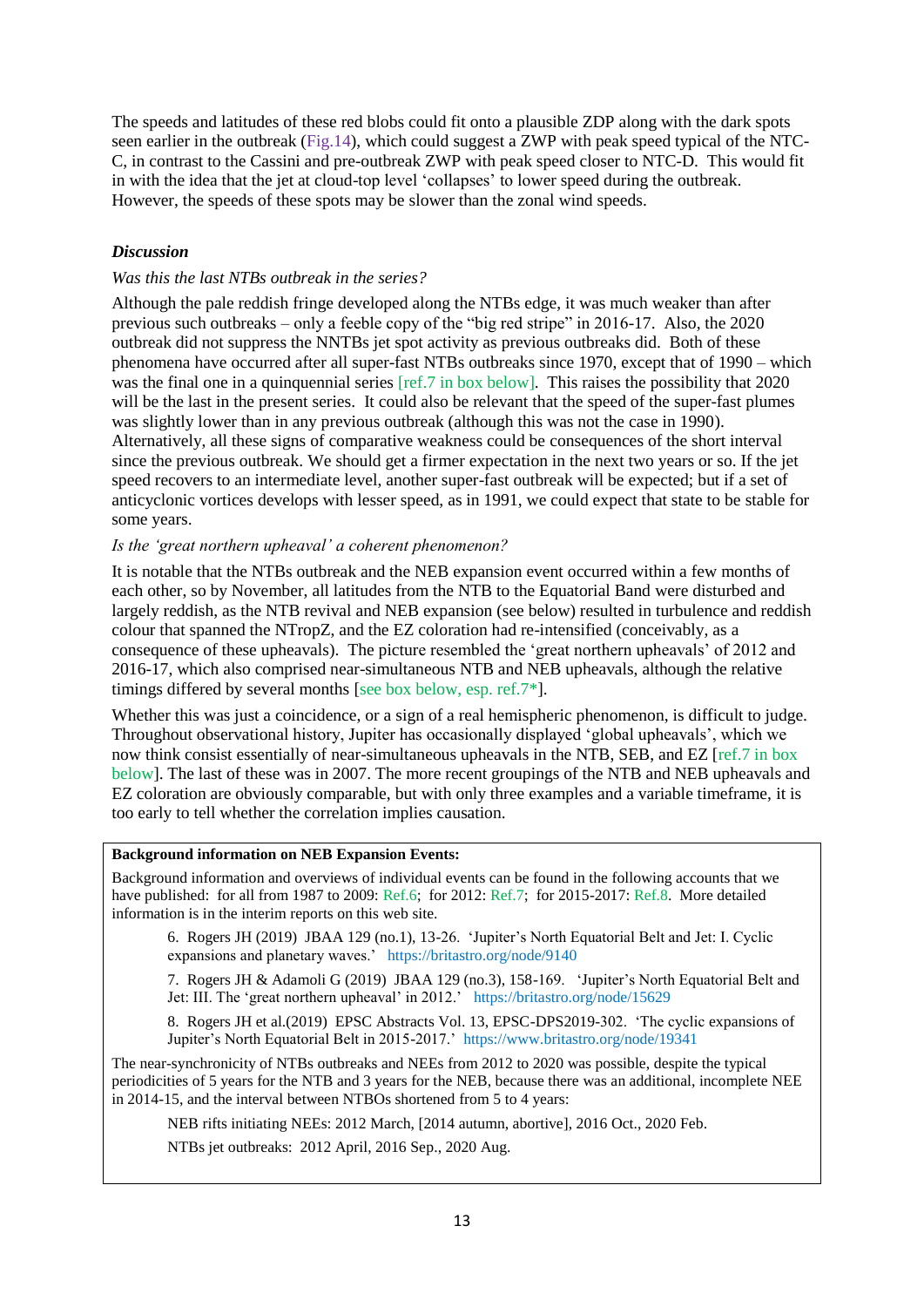The speeds and latitudes of these red blobs could fit onto a plausible ZDP along with the dark spots seen earlier in the outbreak (Fig.14), which could suggest a ZWP with peak speed typical of the NTC-C, in contrast to the Cassini and pre-outbreak ZWP with peak speed closer to NTC-D. This would fit in with the idea that the jet at cloud-top level 'collapses' to lower speed during the outbreak. However, the speeds of these spots may be slower than the zonal wind speeds.

### ***Discussion***

*Was this the last NTBs outbreak in the series?*

Although the pale reddish fringe developed along the NTBs edge, it was much weaker than after previous such outbreaks – only a feeble copy of the "big red stripe" in 2016-17. Also, the 2020 outbreak did not suppress the NNTBs jet spot activity as previous outbreaks did. Both of these phenomena have occurred after all super-fast NTBs outbreaks since 1970, except that of 1990 – which was the final one in a quinquennial series [ref.7 in box below]. This raises the possibility that 2020 will be the last in the present series. It could also be relevant that the speed of the super-fast plumes was slightly lower than in any previous outbreak (although this was not the case in 1990). Alternatively, all these signs of comparative weakness could be consequences of the short interval since the previous outbreak. We should get a firmer expectation in the next two years or so. If the jet speed recovers to an intermediate level, another super-fast outbreak will be expected; but if a set of anticyclonic vortices develops with lesser speed, as in 1991, we could expect that state to be stable for some years.

*Is the 'great northern upheaval' a coherent phenomenon?*

It is notable that the NTBs outbreak and the NEB expansion event occurred within a few months of each other, so by November, all latitudes from the NTB to the Equatorial Band were disturbed and largely reddish, as the NTB revival and NEB expansion (see below) resulted in turbulence and reddish colour that spanned the NTropZ, and the EZ coloration had re-intensified (conceivably, as a consequence of these upheavals). The picture resembled the 'great northern upheavals' of 2012 and 2016-17, which also comprised near-simultaneous NTB and NEB upheavals, although the relative timings differed by several months [see box below, esp. ref.7*].

Whether this was just a coincidence, or a sign of a real hemispheric phenomenon, is difficult to judge. Throughout observational history, Jupiter has occasionally displayed 'global upheavals', which we now think consist essentially of near-simultaneous upheavals in the NTB, SEB, and EZ [ref.7 in box below]. The last of these was in 2007. The more recent groupings of the NTB and NEB upheavals and EZ coloration are obviously comparable, but with only three examples and a variable timeframe, it is too early to tell whether the correlation implies causation.

---

**Background information on NEB Expansion Events:**

Background information and overviews of individual events can be found in the following accounts that we have published: for all from 1987 to 2009: Ref.6; for 2012: Ref.7; for 2015-2017: Ref.8. More detailed information is in the interim reports on this web site.

> 6. Rogers JH (2019) JBAA 129 (no.1), 13-26. 'Jupiter's North Equatorial Belt and Jet: I. Cyclic expansions and planetary waves.' https://britastro.org/node/9140
>
> 7. Rogers JH & Adamoli G (2019) JBAA 129 (no.3), 158-169. 'Jupiter's North Equatorial Belt and Jet: III. The 'great northern upheaval' in 2012.' https://britastro.org/node/15629
>
> 8. Rogers JH et al.(2019) EPSC Abstracts Vol. 13, EPSC-DPS2019-302. 'The cyclic expansions of Jupiter's North Equatorial Belt in 2015-2017.' https://www.britastro.org/node/19341

The near-synchronicity of NTBs outbreaks and NEEs from 2012 to 2020 was possible, despite the typical periodicities of 5 years for the NTB and 3 years for the NEB, because there was an additional, incomplete NEE in 2014-15, and the interval between NTBOs shortened from 5 to 4 years:

> NEB rifts initiating NEEs: 2012 March, [2014 autumn, abortive], 2016 Oct., 2020 Feb.
>
> NTBs jet outbreaks: 2012 April, 2016 Sep., 2020 Aug.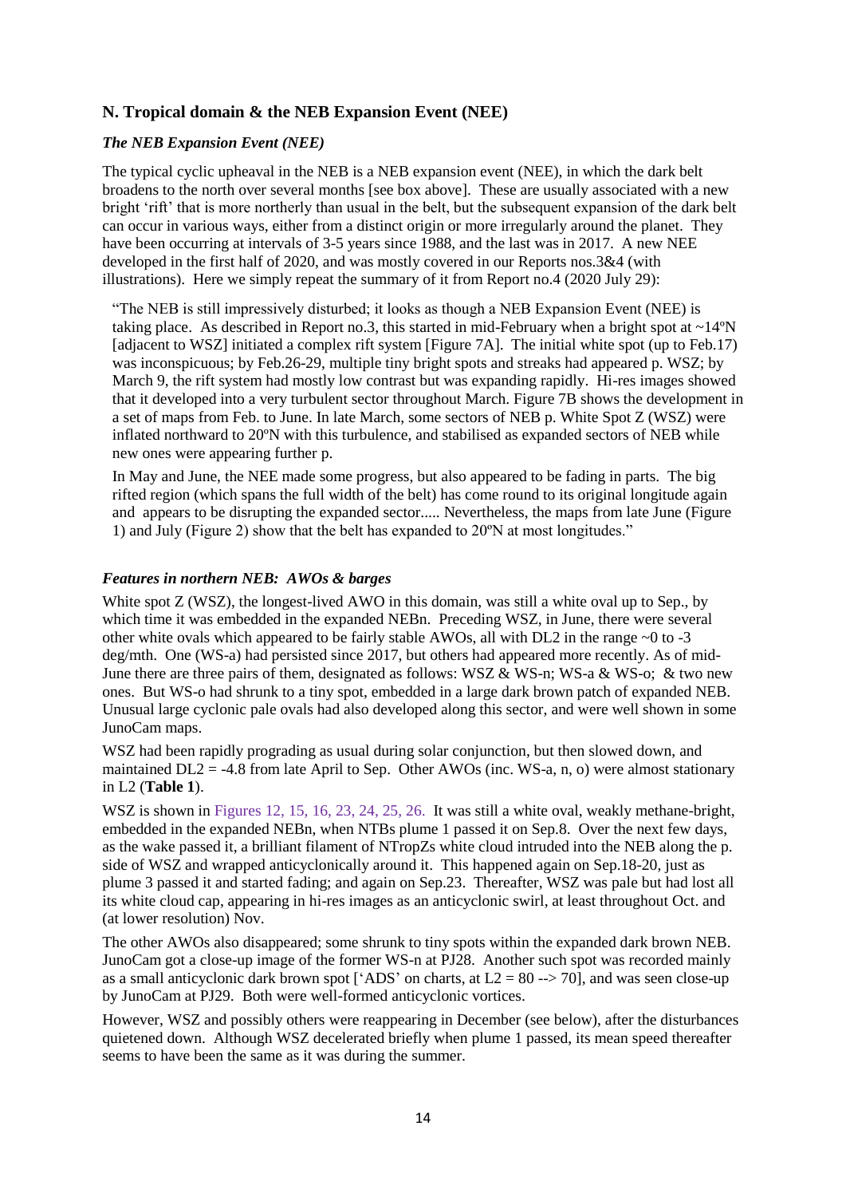## N. Tropical domain & the NEB Expansion Event (NEE)

### *The NEB Expansion Event (NEE)*

The typical cyclic upheaval in the NEB is a NEB expansion event (NEE), in which the dark belt broadens to the north over several months [see box above]. These are usually associated with a new bright 'rift' that is more northerly than usual in the belt, but the subsequent expansion of the dark belt can occur in various ways, either from a distinct origin or more irregularly around the planet. They have been occurring at intervals of 3-5 years since 1988, and the last was in 2017. A new NEE developed in the first half of 2020, and was mostly covered in our Reports nos.3&4 (with illustrations). Here we simply repeat the summary of it from Report no.4 (2020 July 29):

> "The NEB is still impressively disturbed; it looks as though a NEB Expansion Event (NEE) is taking place. As described in Report no.3, this started in mid-February when a bright spot at ~14ºN [adjacent to WSZ] initiated a complex rift system [Figure 7A]. The initial white spot (up to Feb.17) was inconspicuous; by Feb.26-29, multiple tiny bright spots and streaks had appeared p. WSZ; by March 9, the rift system had mostly low contrast but was expanding rapidly. Hi-res images showed that it developed into a very turbulent sector throughout March. Figure 7B shows the development in a set of maps from Feb. to June. In late March, some sectors of NEB p. White Spot Z (WSZ) were inflated northward to 20ºN with this turbulence, and stabilised as expanded sectors of NEB while new ones were appearing further p.
>
> In May and June, the NEE made some progress, but also appeared to be fading in parts. The big rifted region (which spans the full width of the belt) has come round to its original longitude again and appears to be disrupting the expanded sector..... Nevertheless, the maps from late June (Figure 1) and July (Figure 2) show that the belt has expanded to 20ºN at most longitudes."

### *Features in northern NEB: AWOs & barges*

White spot Z (WSZ), the longest-lived AWO in this domain, was still a white oval up to Sep., by which time it was embedded in the expanded NEBn. Preceding WSZ, in June, there were several other white ovals which appeared to be fairly stable AWOs, all with DL2 in the range ~0 to -3 deg/mth. One (WS-a) had persisted since 2017, but others had appeared more recently. As of mid-June there are three pairs of them, designated as follows: WSZ & WS-n; WS-a & WS-o; & two new ones. But WS-o had shrunk to a tiny spot, embedded in a large dark brown patch of expanded NEB. Unusual large cyclonic pale ovals had also developed along this sector, and were well shown in some JunoCam maps.

WSZ had been rapidly prograding as usual during solar conjunction, but then slowed down, and maintained DL2 = -4.8 from late April to Sep. Other AWOs (inc. WS-a, n, o) were almost stationary in L2 (**Table 1**).

WSZ is shown in Figures 12, 15, 16, 23, 24, 25, 26. It was still a white oval, weakly methane-bright, embedded in the expanded NEBn, when NTBs plume 1 passed it on Sep.8. Over the next few days, as the wake passed it, a brilliant filament of NTropZs white cloud intruded into the NEB along the p. side of WSZ and wrapped anticyclonically around it. This happened again on Sep.18-20, just as plume 3 passed it and started fading; and again on Sep.23. Thereafter, WSZ was pale but had lost all its white cloud cap, appearing in hi-res images as an anticyclonic swirl, at least throughout Oct. and (at lower resolution) Nov.

The other AWOs also disappeared; some shrunk to tiny spots within the expanded dark brown NEB. JunoCam got a close-up image of the former WS-n at PJ28. Another such spot was recorded mainly as a small anticyclonic dark brown spot ['ADS' on charts, at L2 = 80 --> 70], and was seen close-up by JunoCam at PJ29. Both were well-formed anticyclonic vortices.

However, WSZ and possibly others were reappearing in December (see below), after the disturbances quietened down. Although WSZ decelerated briefly when plume 1 passed, its mean speed thereafter seems to have been the same as it was during the summer.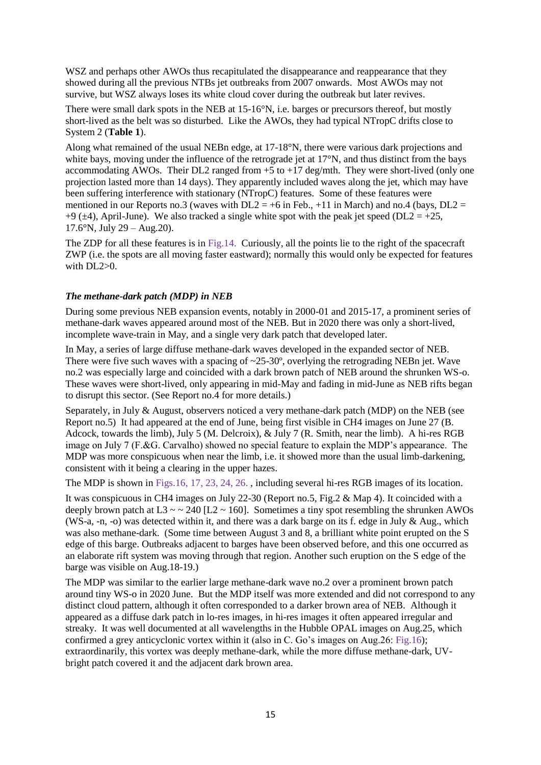WSZ and perhaps other AWOs thus recapitulated the disappearance and reappearance that they showed during all the previous NTBs jet outbreaks from 2007 onwards. Most AWOs may not survive, but WSZ always loses its white cloud cover during the outbreak but later revives.

There were small dark spots in the NEB at 15-16°N, i.e. barges or precursors thereof, but mostly short-lived as the belt was so disturbed. Like the AWOs, they had typical NTropC drifts close to System 2 (**Table 1**).

Along what remained of the usual NEBn edge, at 17-18°N, there were various dark projections and white bays, moving under the influence of the retrograde jet at 17°N, and thus distinct from the bays accommodating AWOs. Their DL2 ranged from +5 to +17 deg/mth. They were short-lived (only one projection lasted more than 14 days). They apparently included waves along the jet, which may have been suffering interference with stationary (NTropC) features. Some of these features were mentioned in our Reports no.3 (waves with DL2 = +6 in Feb., +11 in March) and no.4 (bays, DL2 = +9 (±4), April-June). We also tracked a single white spot with the peak jet speed (DL2 = +25, 17.6°N, July 29 – Aug.20).

The ZDP for all these features is in Fig.14. Curiously, all the points lie to the right of the spacecraft ZWP (i.e. the spots are all moving faster eastward); normally this would only be expected for features with DL2>0.

### *The methane-dark patch (MDP) in NEB*

During some previous NEB expansion events, notably in 2000-01 and 2015-17, a prominent series of methane-dark waves appeared around most of the NEB. But in 2020 there was only a short-lived, incomplete wave-train in May, and a single very dark patch that developed later.

In May, a series of large diffuse methane-dark waves developed in the expanded sector of NEB. There were five such waves with a spacing of ~25-30º, overlying the retrograding NEBn jet. Wave no.2 was especially large and coincided with a dark brown patch of NEB around the shrunken WS-o. These waves were short-lived, only appearing in mid-May and fading in mid-June as NEB rifts began to disrupt this sector. (See Report no.4 for more details.)

Separately, in July & August, observers noticed a very methane-dark patch (MDP) on the NEB (see Report no.5) It had appeared at the end of June, being first visible in CH4 images on June 27 (B. Adcock, towards the limb), July 5 (M. Delcroix), & July 7 (R. Smith, near the limb). A hi-res RGB image on July 7 (F.&G. Carvalho) showed no special feature to explain the MDP's appearance. The MDP was more conspicuous when near the limb, i.e. it showed more than the usual limb-darkening, consistent with it being a clearing in the upper hazes.

The MDP is shown in Figs.16, 17, 23, 24, 26. , including several hi-res RGB images of its location.

It was conspicuous in CH4 images on July 22-30 (Report no.5, Fig.2 & Map 4). It coincided with a deeply brown patch at L3 ~ ~ 240 [L2 ~ 160]. Sometimes a tiny spot resembling the shrunken AWOs (WS-a, -n, -o) was detected within it, and there was a dark barge on its f. edge in July & Aug., which was also methane-dark. (Some time between August 3 and 8, a brilliant white point erupted on the S edge of this barge. Outbreaks adjacent to barges have been observed before, and this one occurred as an elaborate rift system was moving through that region. Another such eruption on the S edge of the barge was visible on Aug.18-19.)

The MDP was similar to the earlier large methane-dark wave no.2 over a prominent brown patch around tiny WS-o in 2020 June. But the MDP itself was more extended and did not correspond to any distinct cloud pattern, although it often corresponded to a darker brown area of NEB. Although it appeared as a diffuse dark patch in lo-res images, in hi-res images it often appeared irregular and streaky. It was well documented at all wavelengths in the Hubble OPAL images on Aug.25, which confirmed a grey anticyclonic vortex within it (also in C. Go's images on Aug.26: Fig.16); extraordinarily, this vortex was deeply methane-dark, while the more diffuse methane-dark, UV-bright patch covered it and the adjacent dark brown area.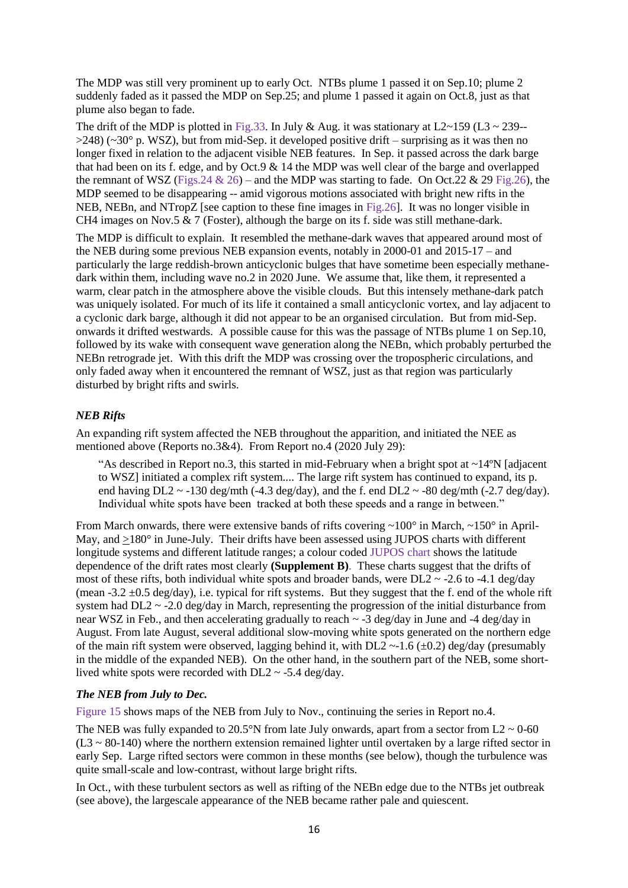The MDP was still very prominent up to early Oct. NTBs plume 1 passed it on Sep.10; plume 2 suddenly faded as it passed the MDP on Sep.25; and plume 1 passed it again on Oct.8, just as that plume also began to fade.

The drift of the MDP is plotted in Fig.33. In July & Aug. it was stationary at L2~159 (L3 ~ 239-->248) (~30° p. WSZ), but from mid-Sep. it developed positive drift – surprising as it was then no longer fixed in relation to the adjacent visible NEB features. In Sep. it passed across the dark barge that had been on its f. edge, and by Oct.9 & 14 the MDP was well clear of the barge and overlapped the remnant of WSZ (Figs.24 & 26) – and the MDP was starting to fade. On Oct.22 & 29 Fig.26), the MDP seemed to be disappearing -- amid vigorous motions associated with bright new rifts in the NEB, NEBn, and NTropZ [see caption to these fine images in Fig.26]. It was no longer visible in CH4 images on Nov.5 & 7 (Foster), although the barge on its f. side was still methane-dark.

The MDP is difficult to explain. It resembled the methane-dark waves that appeared around most of the NEB during some previous NEB expansion events, notably in 2000-01 and 2015-17 – and particularly the large reddish-brown anticyclonic bulges that have sometime been especially methane-dark within them, including wave no.2 in 2020 June. We assume that, like them, it represented a warm, clear patch in the atmosphere above the visible clouds. But this intensely methane-dark patch was uniquely isolated. For much of its life it contained a small anticyclonic vortex, and lay adjacent to a cyclonic dark barge, although it did not appear to be an organised circulation. But from mid-Sep. onwards it drifted westwards. A possible cause for this was the passage of NTBs plume 1 on Sep.10, followed by its wake with consequent wave generation along the NEBn, which probably perturbed the NEBn retrograde jet. With this drift the MDP was crossing over the tropospheric circulations, and only faded away when it encountered the remnant of WSZ, just as that region was particularly disturbed by bright rifts and swirls.

### *NEB Rifts*

An expanding rift system affected the NEB throughout the apparition, and initiated the NEE as mentioned above (Reports no.3&4). From Report no.4 (2020 July 29):

> "As described in Report no.3, this started in mid-February when a bright spot at ~14ºN [adjacent to WSZ] initiated a complex rift system.... The large rift system has continued to expand, its p. end having DL2 ~ -130 deg/mth (-4.3 deg/day), and the f. end DL2 ~ -80 deg/mth (-2.7 deg/day). Individual white spots have been tracked at both these speeds and a range in between."

From March onwards, there were extensive bands of rifts covering ~100° in March, ~150° in April-May, and ≥180° in June-July. Their drifts have been assessed using JUPOS charts with different longitude systems and different latitude ranges; a colour coded JUPOS chart shows the latitude dependence of the drift rates most clearly **(Supplement B)**. These charts suggest that the drifts of most of these rifts, both individual white spots and broader bands, were DL2 ~ -2.6 to -4.1 deg/day (mean -3.2 ±0.5 deg/day), i.e. typical for rift systems. But they suggest that the f. end of the whole rift system had DL2 ~ -2.0 deg/day in March, representing the progression of the initial disturbance from near WSZ in Feb., and then accelerating gradually to reach ~ -3 deg/day in June and -4 deg/day in August. From late August, several additional slow-moving white spots generated on the northern edge of the main rift system were observed, lagging behind it, with DL2 ~-1.6 (±0.2) deg/day (presumably in the middle of the expanded NEB). On the other hand, in the southern part of the NEB, some short-lived white spots were recorded with DL2 ~ -5.4 deg/day.

### *The NEB from July to Dec.*

Figure 15 shows maps of the NEB from July to Nov., continuing the series in Report no.4.

The NEB was fully expanded to 20.5°N from late July onwards, apart from a sector from L2 ~ 0-60 (L3 ~ 80-140) where the northern extension remained lighter until overtaken by a large rifted sector in early Sep. Large rifted sectors were common in these months (see below), though the turbulence was quite small-scale and low-contrast, without large bright rifts.

In Oct., with these turbulent sectors as well as rifting of the NEBn edge due to the NTBs jet outbreak (see above), the largescale appearance of the NEB became rather pale and quiescent.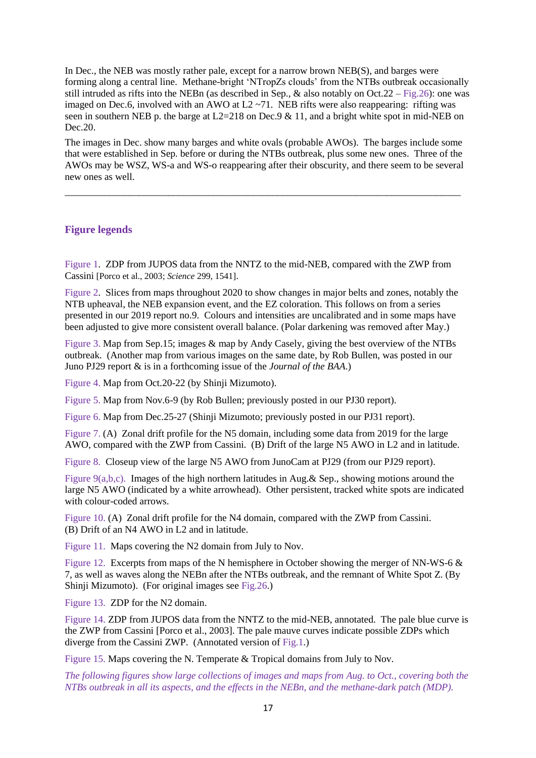In Dec., the NEB was mostly rather pale, except for a narrow brown NEB(S), and barges were forming along a central line. Methane-bright 'NTropZs clouds' from the NTBs outbreak occasionally still intruded as rifts into the NEBn (as described in Sep., & also notably on Oct.22 – Fig.26): one was imaged on Dec.6, involved with an AWO at L2 ~71. NEB rifts were also reappearing: rifting was seen in southern NEB p. the barge at L2=218 on Dec.9 & 11, and a bright white spot in mid-NEB on Dec.20.

The images in Dec. show many barges and white ovals (probable AWOs). The barges include some that were established in Sep. before or during the NTBs outbreak, plus some new ones. Three of the AWOs may be WSZ, WS-a and WS-o reappearing after their obscurity, and there seem to be several new ones as well.

---

## Figure legends

Figure 1. ZDP from JUPOS data from the NNTZ to the mid-NEB, compared with the ZWP from Cassini [Porco et al., 2003; *Science* 299, 1541].

Figure 2. Slices from maps throughout 2020 to show changes in major belts and zones, notably the NTB upheaval, the NEB expansion event, and the EZ coloration. This follows on from a series presented in our 2019 report no.9. Colours and intensities are uncalibrated and in some maps have been adjusted to give more consistent overall balance. (Polar darkening was removed after May.)

Figure 3. Map from Sep.15; images & map by Andy Casely, giving the best overview of the NTBs outbreak. (Another map from various images on the same date, by Rob Bullen, was posted in our Juno PJ29 report & is in a forthcoming issue of the *Journal of the BAA*.)

Figure 4. Map from Oct.20-22 (by Shinji Mizumoto).

Figure 5. Map from Nov.6-9 (by Rob Bullen; previously posted in our PJ30 report).

Figure 6. Map from Dec.25-27 (Shinji Mizumoto; previously posted in our PJ31 report).

Figure 7. (A) Zonal drift profile for the N5 domain, including some data from 2019 for the large AWO, compared with the ZWP from Cassini. (B) Drift of the large N5 AWO in L2 and in latitude.

Figure 8. Closeup view of the large N5 AWO from JunoCam at PJ29 (from our PJ29 report).

Figure 9(a,b,c). Images of the high northern latitudes in Aug.& Sep., showing motions around the large N5 AWO (indicated by a white arrowhead). Other persistent, tracked white spots are indicated with colour-coded arrows.

Figure 10. (A) Zonal drift profile for the N4 domain, compared with the ZWP from Cassini. (B) Drift of an N4 AWO in L2 and in latitude.

Figure 11. Maps covering the N2 domain from July to Nov.

Figure 12. Excerpts from maps of the N hemisphere in October showing the merger of NN-WS-6 & 7, as well as waves along the NEBn after the NTBs outbreak, and the remnant of White Spot Z. (By Shinji Mizumoto). (For original images see Fig.26.)

Figure 13. ZDP for the N2 domain.

Figure 14. ZDP from JUPOS data from the NNTZ to the mid-NEB, annotated. The pale blue curve is the ZWP from Cassini [Porco et al., 2003]. The pale mauve curves indicate possible ZDPs which diverge from the Cassini ZWP. (Annotated version of Fig.1.)

Figure 15. Maps covering the N. Temperate & Tropical domains from July to Nov.

*The following figures show large collections of images and maps from Aug. to Oct., covering both the NTBs outbreak in all its aspects, and the effects in the NEBn, and the methane-dark patch (MDP).*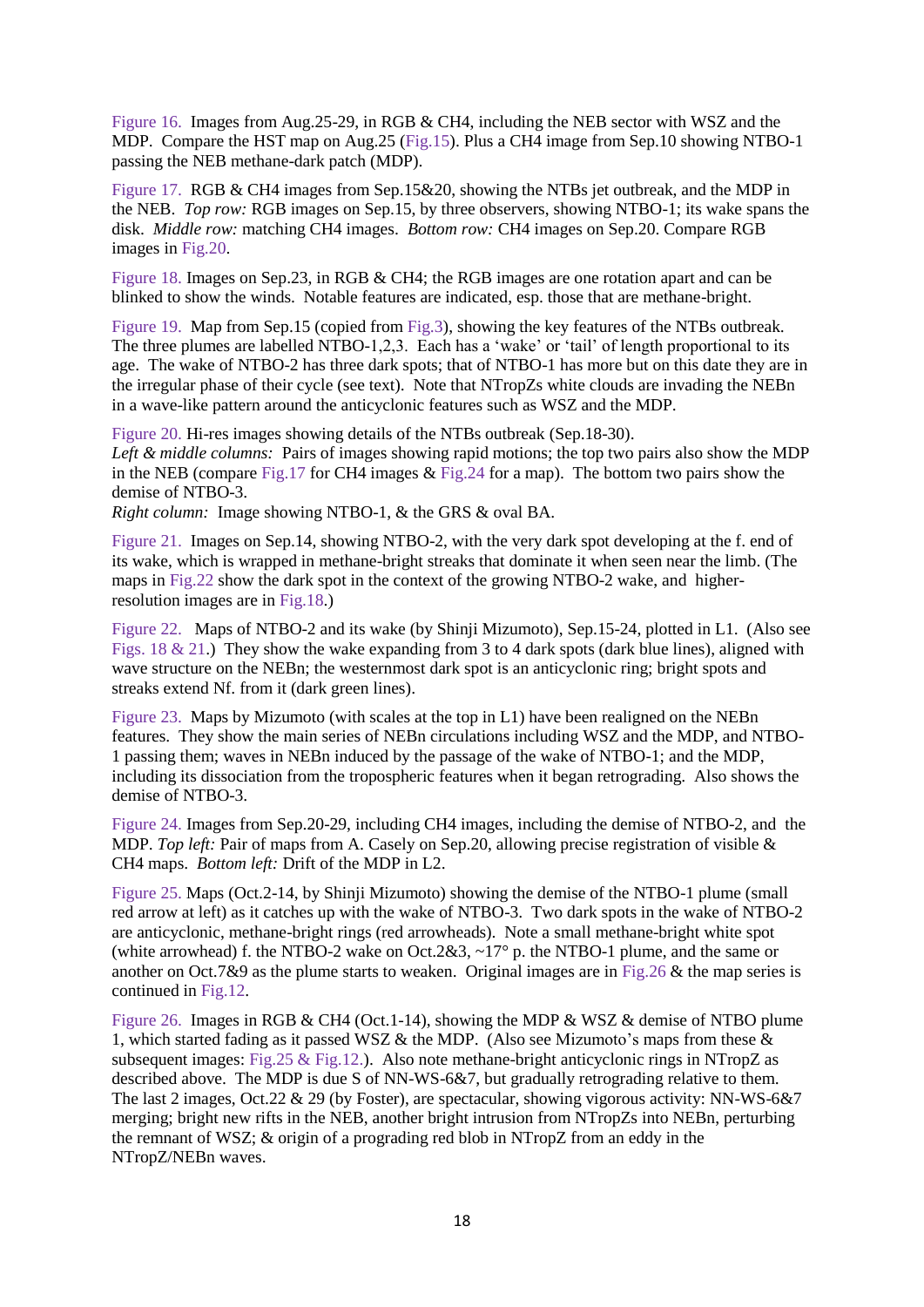Figure 16. Images from Aug.25-29, in RGB & CH4, including the NEB sector with WSZ and the MDP. Compare the HST map on Aug.25 (Fig.15). Plus a CH4 image from Sep.10 showing NTBO-1 passing the NEB methane-dark patch (MDP).

Figure 17. RGB & CH4 images from Sep.15&20, showing the NTBs jet outbreak, and the MDP in the NEB. *Top row:* RGB images on Sep.15, by three observers, showing NTBO-1; its wake spans the disk. *Middle row:* matching CH4 images. *Bottom row:* CH4 images on Sep.20. Compare RGB images in Fig.20.

Figure 18. Images on Sep.23, in RGB & CH4; the RGB images are one rotation apart and can be blinked to show the winds. Notable features are indicated, esp. those that are methane-bright.

Figure 19. Map from Sep.15 (copied from Fig.3), showing the key features of the NTBs outbreak. The three plumes are labelled NTBO-1,2,3. Each has a 'wake' or 'tail' of length proportional to its age. The wake of NTBO-2 has three dark spots; that of NTBO-1 has more but on this date they are in the irregular phase of their cycle (see text). Note that NTropZs white clouds are invading the NEBn in a wave-like pattern around the anticyclonic features such as WSZ and the MDP.

Figure 20. Hi-res images showing details of the NTBs outbreak (Sep.18-30).
*Left & middle columns:* Pairs of images showing rapid motions; the top two pairs also show the MDP in the NEB (compare Fig.17 for CH4 images & Fig.24 for a map). The bottom two pairs show the demise of NTBO-3.
*Right column:* Image showing NTBO-1, & the GRS & oval BA.

Figure 21. Images on Sep.14, showing NTBO-2, with the very dark spot developing at the f. end of its wake, which is wrapped in methane-bright streaks that dominate it when seen near the limb. (The maps in Fig.22 show the dark spot in the context of the growing NTBO-2 wake, and higher-resolution images are in Fig.18.)

Figure 22. Maps of NTBO-2 and its wake (by Shinji Mizumoto), Sep.15-24, plotted in L1. (Also see Figs. 18 & 21.) They show the wake expanding from 3 to 4 dark spots (dark blue lines), aligned with wave structure on the NEBn; the westernmost dark spot is an anticyclonic ring; bright spots and streaks extend Nf. from it (dark green lines).

Figure 23. Maps by Mizumoto (with scales at the top in L1) have been realigned on the NEBn features. They show the main series of NEBn circulations including WSZ and the MDP, and NTBO-1 passing them; waves in NEBn induced by the passage of the wake of NTBO-1; and the MDP, including its dissociation from the tropospheric features when it began retrograding. Also shows the demise of NTBO-3.

Figure 24. Images from Sep.20-29, including CH4 images, including the demise of NTBO-2, and the MDP. *Top left:* Pair of maps from A. Casely on Sep.20, allowing precise registration of visible & CH4 maps. *Bottom left:* Drift of the MDP in L2.

Figure 25. Maps (Oct.2-14, by Shinji Mizumoto) showing the demise of the NTBO-1 plume (small red arrow at left) as it catches up with the wake of NTBO-3. Two dark spots in the wake of NTBO-2 are anticyclonic, methane-bright rings (red arrowheads). Note a small methane-bright white spot (white arrowhead) f. the NTBO-2 wake on Oct.2&3, ~17° p. the NTBO-1 plume, and the same or another on Oct.7&9 as the plume starts to weaken. Original images are in Fig.26 & the map series is continued in Fig.12.

Figure 26. Images in RGB & CH4 (Oct.1-14), showing the MDP & WSZ & demise of NTBO plume 1, which started fading as it passed WSZ & the MDP. (Also see Mizumoto's maps from these & subsequent images: Fig.25 & Fig.12.). Also note methane-bright anticyclonic rings in NTropZ as described above. The MDP is due S of NN-WS-6&7, but gradually retrograding relative to them. The last 2 images, Oct.22 & 29 (by Foster), are spectacular, showing vigorous activity: NN-WS-6&7 merging; bright new rifts in the NEB, another bright intrusion from NTropZs into NEBn, perturbing the remnant of WSZ; & origin of a prograding red blob in NTropZ from an eddy in the NTropZ/NEBn waves.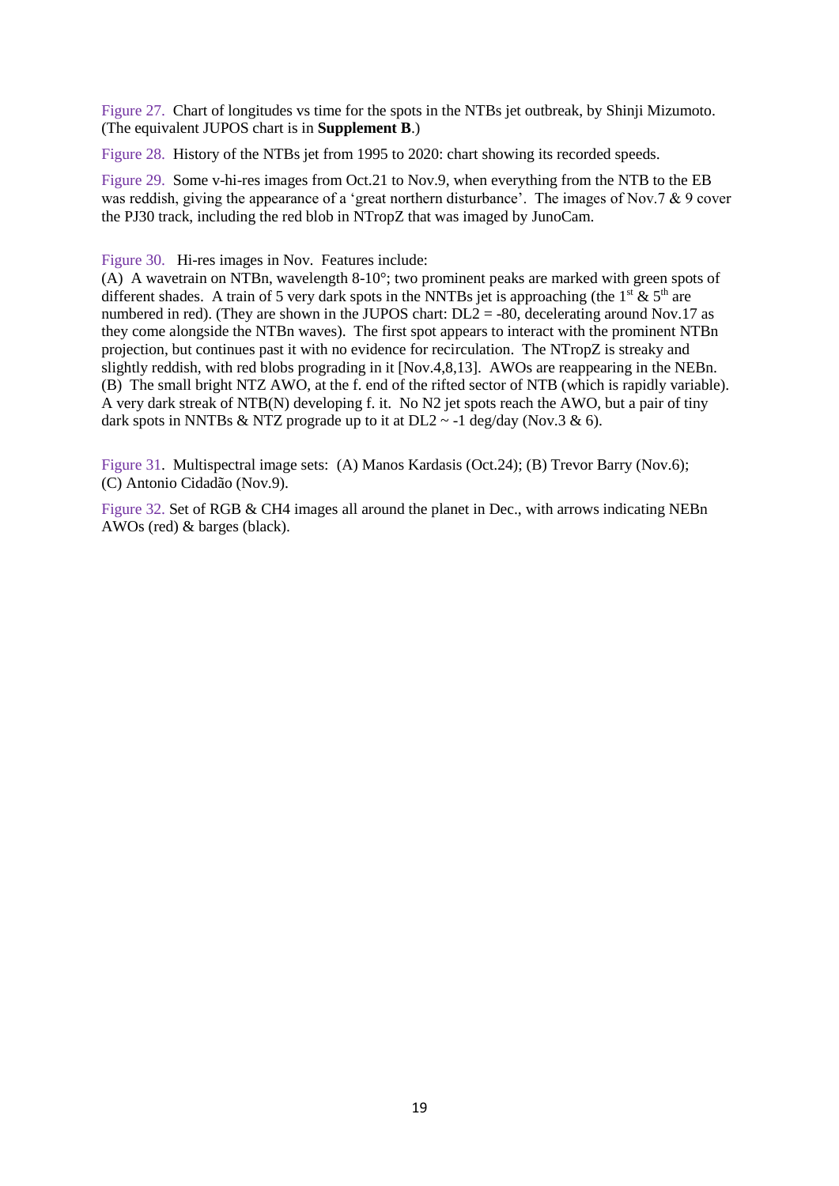Figure 27. Chart of longitudes vs time for the spots in the NTBs jet outbreak, by Shinji Mizumoto. (The equivalent JUPOS chart is in **Supplement B**.)

Figure 28. History of the NTBs jet from 1995 to 2020: chart showing its recorded speeds.

Figure 29. Some v-hi-res images from Oct.21 to Nov.9, when everything from the NTB to the EB was reddish, giving the appearance of a 'great northern disturbance'. The images of Nov.7 & 9 cover the PJ30 track, including the red blob in NTropZ that was imaged by JunoCam.

Figure 30. Hi-res images in Nov. Features include:
(A) A wavetrain on NTBn, wavelength 8-10°; two prominent peaks are marked with green spots of different shades. A train of 5 very dark spots in the NNTBs jet is approaching (the 1st & 5th are numbered in red). (They are shown in the JUPOS chart: DL2 = -80, decelerating around Nov.17 as they come alongside the NTBn waves). The first spot appears to interact with the prominent NTBn projection, but continues past it with no evidence for recirculation. The NTropZ is streaky and slightly reddish, with red blobs prograding in it [Nov.4,8,13]. AWOs are reappearing in the NEBn.
(B) The small bright NTZ AWO, at the f. end of the rifted sector of NTB (which is rapidly variable). A very dark streak of NTB(N) developing f. it. No N2 jet spots reach the AWO, but a pair of tiny dark spots in NNTBs & NTZ prograde up to it at DL2 ~ -1 deg/day (Nov.3 & 6).

Figure 31. Multispectral image sets: (A) Manos Kardasis (Oct.24); (B) Trevor Barry (Nov.6); (C) Antonio Cidadão (Nov.9).

Figure 32. Set of RGB & CH4 images all around the planet in Dec., with arrows indicating NEBn AWOs (red) & barges (black).